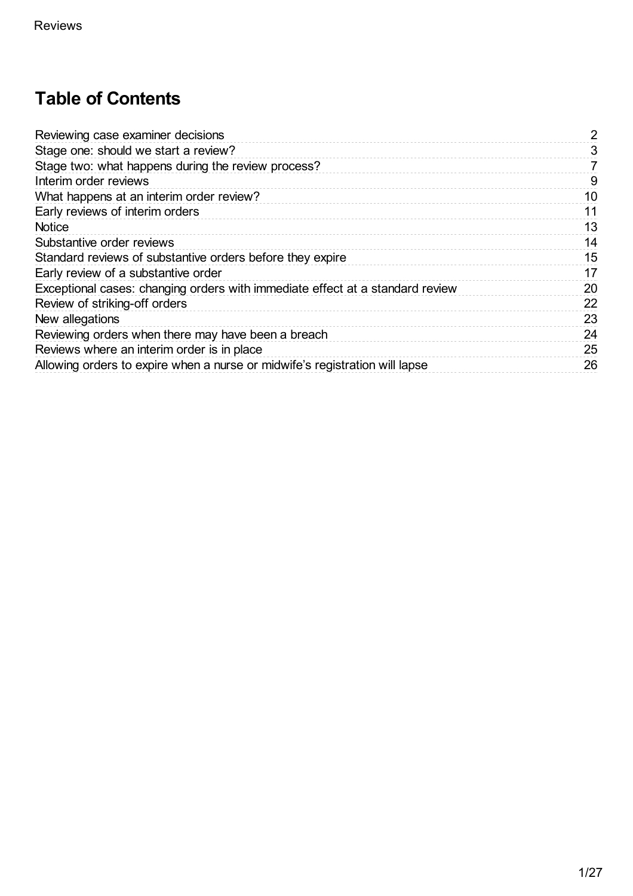# Table of Contents

| | |
|---|---|
| Reviewing case examiner decisions | 2 |
| Stage one: should we start a review? | 3 |
| Stage two: what happens during the review process? | 7 |
| Interim order reviews | 9 |
| What happens at an interim order review? | 10 |
| Early reviews of interim orders | 11 |
| Notice | 13 |
| Substantive order reviews | 14 |
| Standard reviews of substantive orders before they expire | 15 |
| Early review of a substantive order | 17 |
| Exceptional cases: changing orders with immediate effect at a standard review | 20 |
| Review of striking-off orders | 22 |
| New allegations | 23 |
| Reviewing orders when there may have been a breach | 24 |
| Reviews where an interim order is in place | 25 |
| Allowing orders to expire when a nurse or midwife's registration will lapse | 26 |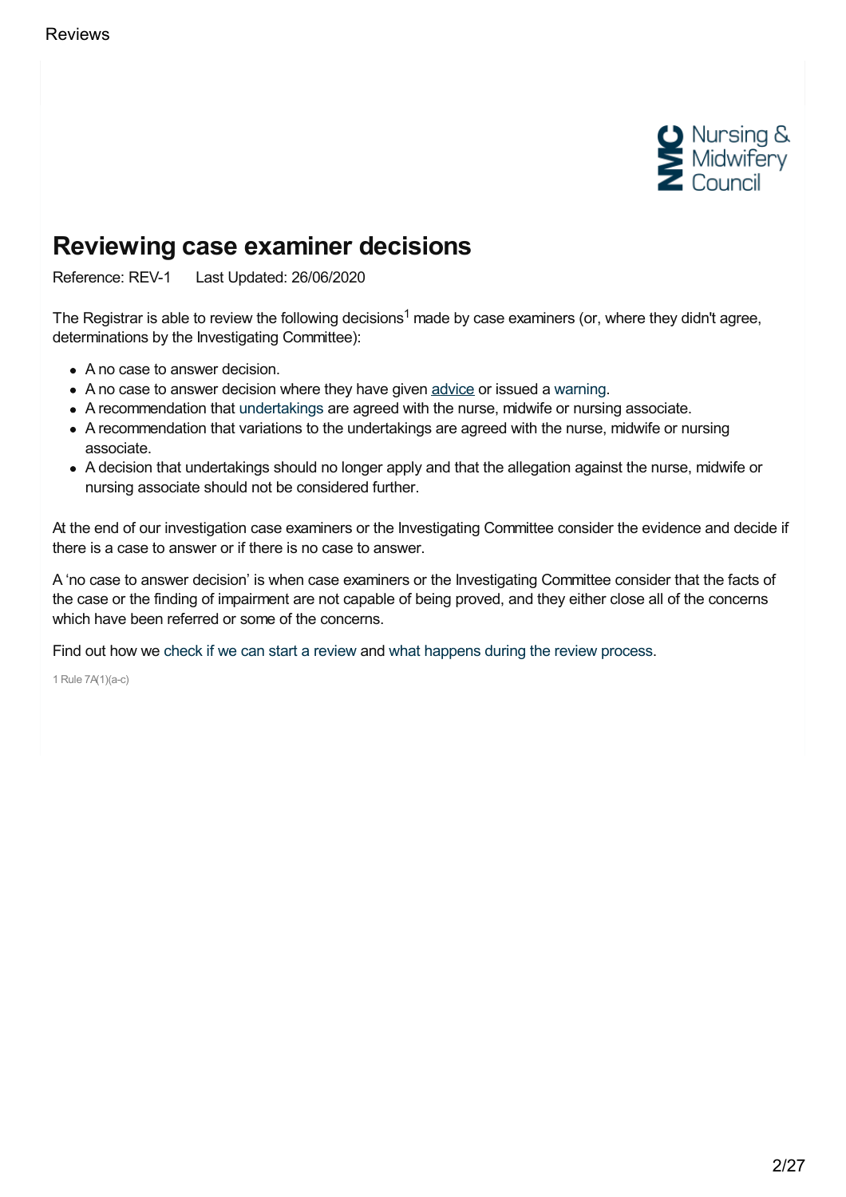# Reviewing case examiner decisions

Reference: REV-1    Last Updated: 26/06/2020

The Registrar is able to review the following decisions[1] made by case examiners (or, where they didn't agree, determinations by the Investigating Committee):

- A no case to answer decision.
- A no case to answer decision where they have given advice or issued a warning.
- A recommendation that undertakings are agreed with the nurse, midwife or nursing associate.
- A recommendation that variations to the undertakings are agreed with the nurse, midwife or nursing associate.
- A decision that undertakings should no longer apply and that the allegation against the nurse, midwife or nursing associate should not be considered further.

At the end of our investigation case examiners or the Investigating Committee consider the evidence and decide if there is a case to answer or if there is no case to answer.

A 'no case to answer decision' is when case examiners or the Investigating Committee consider that the facts of the case or the finding of impairment are not capable of being proved, and they either close all of the concerns which have been referred or some of the concerns.

Find out how we check if we can start a review and what happens during the review process.

1 Rule 7A(1)(a-c)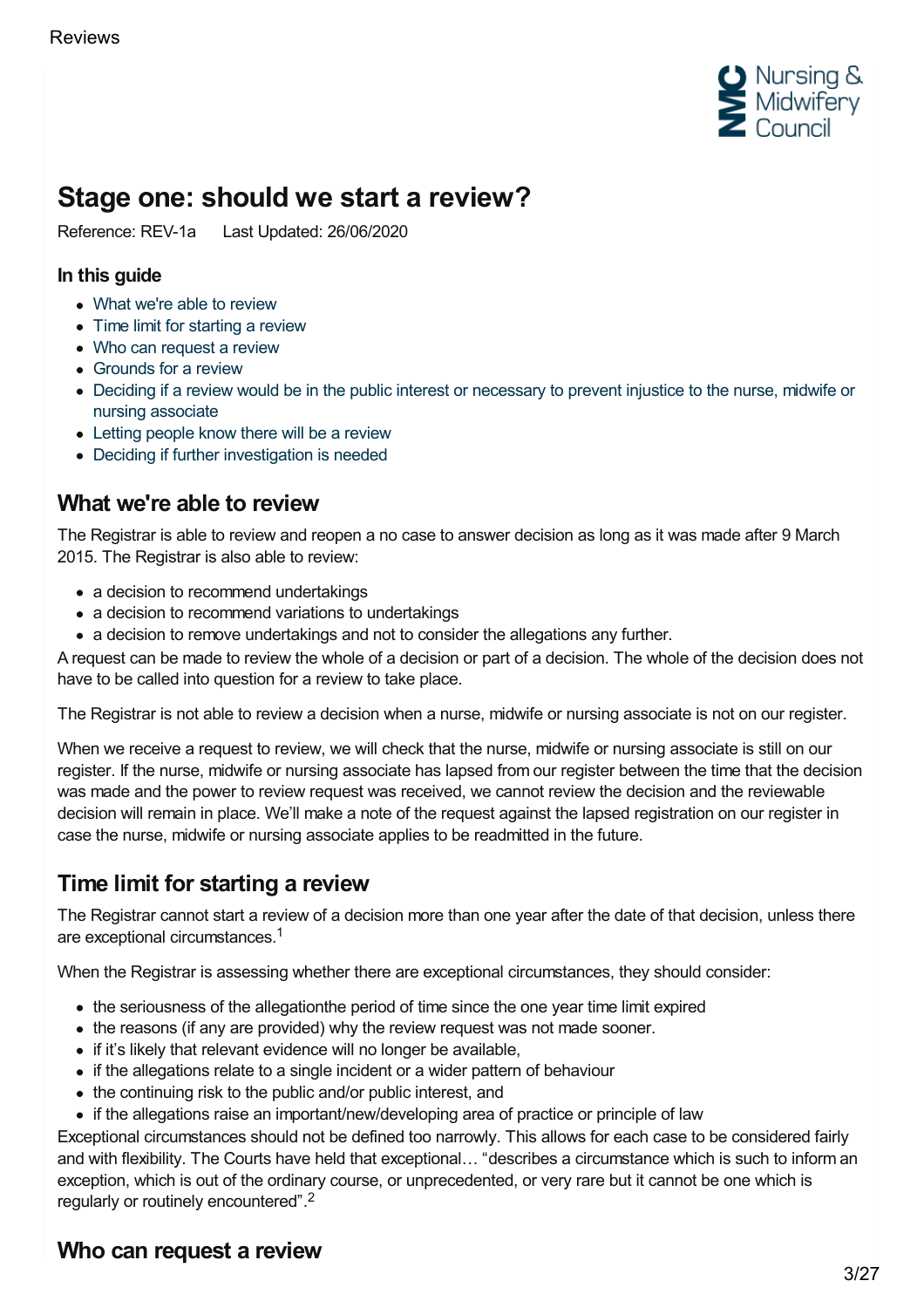# Stage one: should we start a review?

Reference: REV-1a Last Updated: 26/06/2020

### In this guide

- What we're able to review
- Time limit for starting a review
- Who can request a review
- Grounds for a review
- Deciding if a review would be in the public interest or necessary to prevent injustice to the nurse, midwife or nursing associate
- Letting people know there will be a review
- Deciding if further investigation is needed

## What we're able to review

The Registrar is able to review and reopen a no case to answer decision as long as it was made after 9 March 2015. The Registrar is also able to review:

- a decision to recommend undertakings
- a decision to recommend variations to undertakings
- a decision to remove undertakings and not to consider the allegations any further.

A request can be made to review the whole of a decision or part of a decision. The whole of the decision does not have to be called into question for a review to take place.

The Registrar is not able to review a decision when a nurse, midwife or nursing associate is not on our register.

When we receive a request to review, we will check that the nurse, midwife or nursing associate is still on our register. If the nurse, midwife or nursing associate has lapsed from our register between the time that the decision was made and the power to review request was received, we cannot review the decision and the reviewable decision will remain in place. We'll make a note of the request against the lapsed registration on our register in case the nurse, midwife or nursing associate applies to be readmitted in the future.

## Time limit for starting a review

The Registrar cannot start a review of a decision more than one year after the date of that decision, unless there are exceptional circumstances.[1]

When the Registrar is assessing whether there are exceptional circumstances, they should consider:

- the seriousness of the allegationthe period of time since the one year time limit expired
- the reasons (if any are provided) why the review request was not made sooner.
- if it's likely that relevant evidence will no longer be available,
- if the allegations relate to a single incident or a wider pattern of behaviour
- the continuing risk to the public and/or public interest, and
- if the allegations raise an important/new/developing area of practice or principle of law

Exceptional circumstances should not be defined too narrowly. This allows for each case to be considered fairly and with flexibility. The Courts have held that exceptional… "describes a circumstance which is such to inform an exception, which is out of the ordinary course, or unprecedented, or very rare but it cannot be one which is regularly or routinely encountered".[2]

## Who can request a review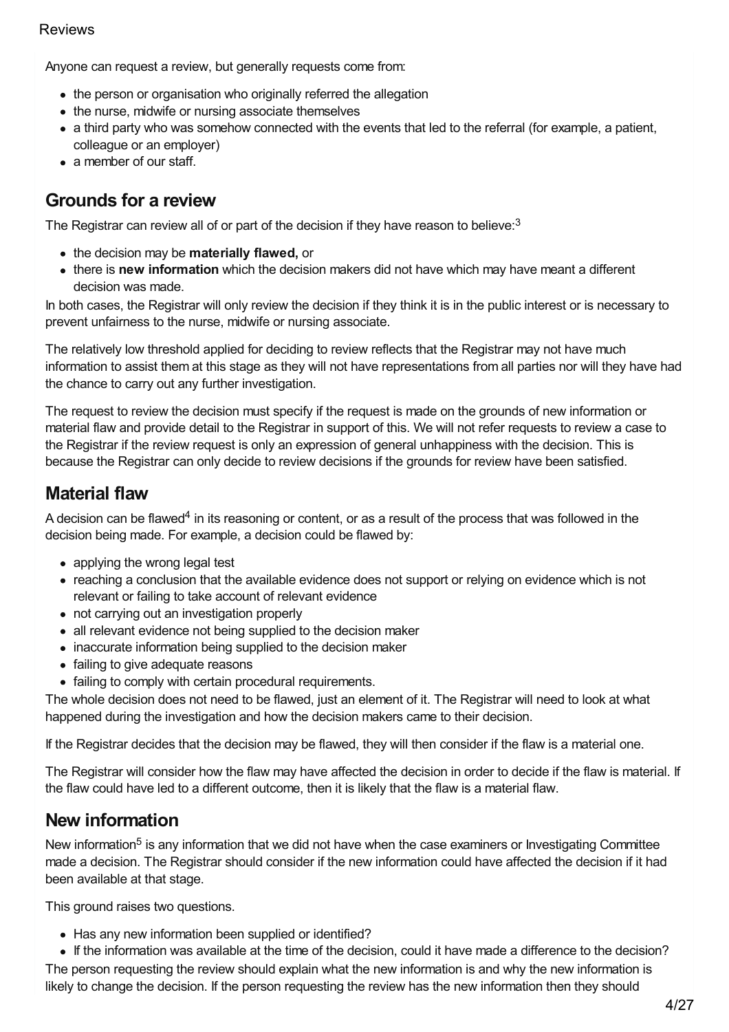Reviews

Anyone can request a review, but generally requests come from:

- the person or organisation who originally referred the allegation
- the nurse, midwife or nursing associate themselves
- a third party who was somehow connected with the events that led to the referral (for example, a patient, colleague or an employer)
- a member of our staff.

## Grounds for a review

The Registrar can review all of or part of the decision if they have reason to believe:[3]

- the decision may be **materially flawed,** or
- there is **new information** which the decision makers did not have which may have meant a different decision was made.

In both cases, the Registrar will only review the decision if they think it is in the public interest or is necessary to prevent unfairness to the nurse, midwife or nursing associate.

The relatively low threshold applied for deciding to review reflects that the Registrar may not have much information to assist them at this stage as they will not have representations from all parties nor will they have had the chance to carry out any further investigation.

The request to review the decision must specify if the request is made on the grounds of new information or material flaw and provide detail to the Registrar in support of this. We will not refer requests to review a case to the Registrar if the review request is only an expression of general unhappiness with the decision. This is because the Registrar can only decide to review decisions if the grounds for review have been satisfied.

## Material flaw

A decision can be flawed[4] in its reasoning or content, or as a result of the process that was followed in the decision being made. For example, a decision could be flawed by:

- applying the wrong legal test
- reaching a conclusion that the available evidence does not support or relying on evidence which is not relevant or failing to take account of relevant evidence
- not carrying out an investigation properly
- all relevant evidence not being supplied to the decision maker
- inaccurate information being supplied to the decision maker
- failing to give adequate reasons
- failing to comply with certain procedural requirements.

The whole decision does not need to be flawed, just an element of it. The Registrar will need to look at what happened during the investigation and how the decision makers came to their decision.

If the Registrar decides that the decision may be flawed, they will then consider if the flaw is a material one.

The Registrar will consider how the flaw may have affected the decision in order to decide if the flaw is material. If the flaw could have led to a different outcome, then it is likely that the flaw is a material flaw.

## New information

New information[5] is any information that we did not have when the case examiners or Investigating Committee made a decision. The Registrar should consider if the new information could have affected the decision if it had been available at that stage.

This ground raises two questions.

- Has any new information been supplied or identified?
- If the information was available at the time of the decision, could it have made a difference to the decision?

The person requesting the review should explain what the new information is and why the new information is likely to change the decision. If the person requesting the review has the new information then they should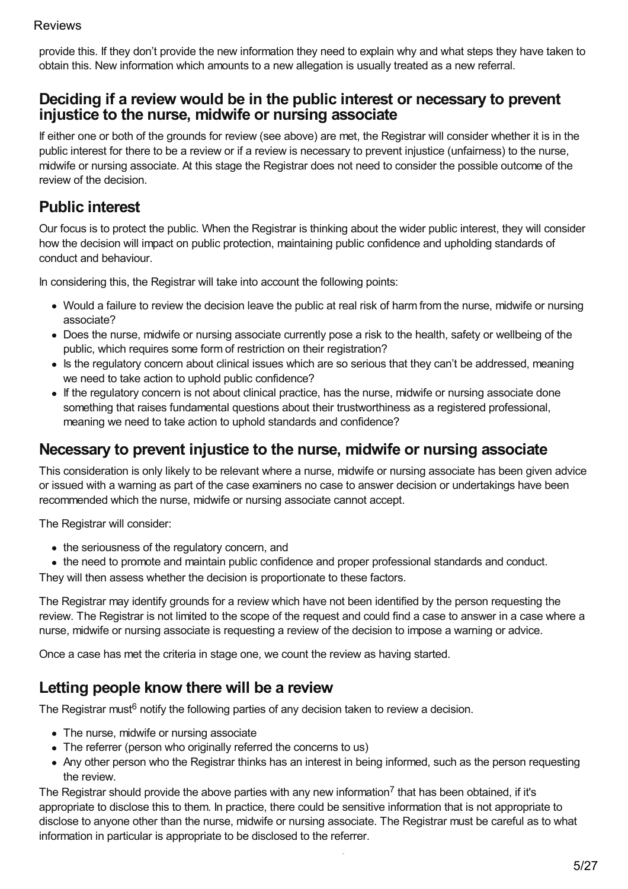provide this. If they don't provide the new information they need to explain why and what steps they have taken to obtain this. New information which amounts to a new allegation is usually treated as a new referral.

## Deciding if a review would be in the public interest or necessary to prevent injustice to the nurse, midwife or nursing associate

If either one or both of the grounds for review (see above) are met, the Registrar will consider whether it is in the public interest for there to be a review or if a review is necessary to prevent injustice (unfairness) to the nurse, midwife or nursing associate. At this stage the Registrar does not need to consider the possible outcome of the review of the decision.

## Public interest

Our focus is to protect the public. When the Registrar is thinking about the wider public interest, they will consider how the decision will impact on public protection, maintaining public confidence and upholding standards of conduct and behaviour.

In considering this, the Registrar will take into account the following points:

- Would a failure to review the decision leave the public at real risk of harm from the nurse, midwife or nursing associate?
- Does the nurse, midwife or nursing associate currently pose a risk to the health, safety or wellbeing of the public, which requires some form of restriction on their registration?
- Is the regulatory concern about clinical issues which are so serious that they can't be addressed, meaning we need to take action to uphold public confidence?
- If the regulatory concern is not about clinical practice, has the nurse, midwife or nursing associate done something that raises fundamental questions about their trustworthiness as a registered professional, meaning we need to take action to uphold standards and confidence?

## Necessary to prevent injustice to the nurse, midwife or nursing associate

This consideration is only likely to be relevant where a nurse, midwife or nursing associate has been given advice or issued with a warning as part of the case examiners no case to answer decision or undertakings have been recommended which the nurse, midwife or nursing associate cannot accept.

The Registrar will consider:

- the seriousness of the regulatory concern, and
- the need to promote and maintain public confidence and proper professional standards and conduct.

They will then assess whether the decision is proportionate to these factors.

The Registrar may identify grounds for a review which have not been identified by the person requesting the review. The Registrar is not limited to the scope of the request and could find a case to answer in a case where a nurse, midwife or nursing associate is requesting a review of the decision to impose a warning or advice.

Once a case has met the criteria in stage one, we count the review as having started.

## Letting people know there will be a review

The Registrar must[6] notify the following parties of any decision taken to review a decision.

- The nurse, midwife or nursing associate
- The referrer (person who originally referred the concerns to us)
- Any other person who the Registrar thinks has an interest in being informed, such as the person requesting the review.

The Registrar should provide the above parties with any new information[7] that has been obtained, if it's appropriate to disclose this to them. In practice, there could be sensitive information that is not appropriate to disclose to anyone other than the nurse, midwife or nursing associate. The Registrar must be careful as to what information in particular is appropriate to be disclosed to the referrer.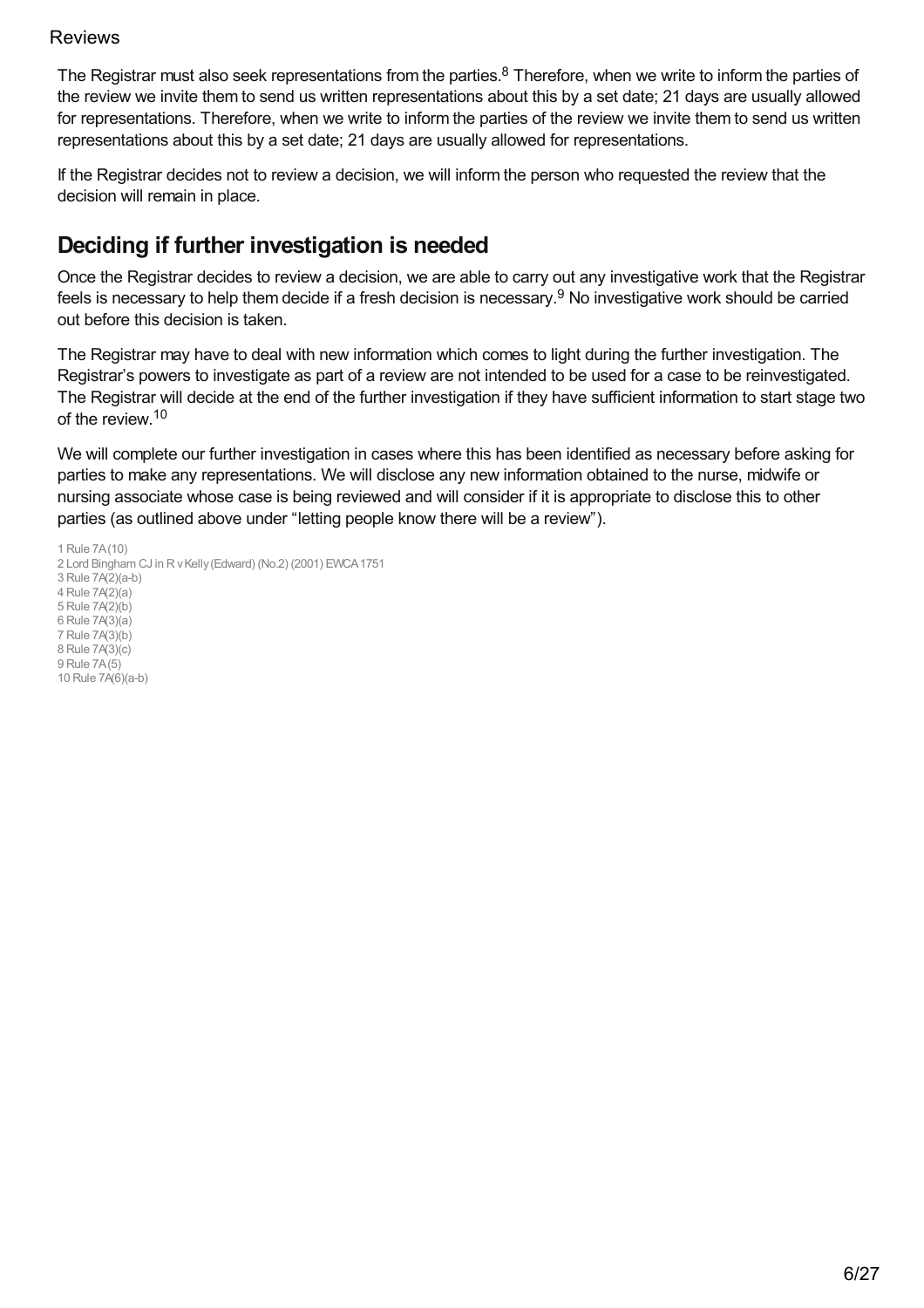The Registrar must also seek representations from the parties.[8] Therefore, when we write to inform the parties of the review we invite them to send us written representations about this by a set date; 21 days are usually allowed for representations. Therefore, when we write to inform the parties of the review we invite them to send us written representations about this by a set date; 21 days are usually allowed for representations.

If the Registrar decides not to review a decision, we will inform the person who requested the review that the decision will remain in place.

## Deciding if further investigation is needed

Once the Registrar decides to review a decision, we are able to carry out any investigative work that the Registrar feels is necessary to help them decide if a fresh decision is necessary.[9] No investigative work should be carried out before this decision is taken.

The Registrar may have to deal with new information which comes to light during the further investigation. The Registrar's powers to investigate as part of a review are not intended to be used for a case to be reinvestigated. The Registrar will decide at the end of the further investigation if they have sufficient information to start stage two of the review.[10]

We will complete our further investigation in cases where this has been identified as necessary before asking for parties to make any representations. We will disclose any new information obtained to the nurse, midwife or nursing associate whose case is being reviewed and will consider if it is appropriate to disclose this to other parties (as outlined above under "letting people know there will be a review").

1 Rule 7A(10)
2 Lord Bingham CJ in R v Kelly (Edward) (No.2) (2001) EWCA 1751
3 Rule 7A(2)(a-b)
4 Rule 7A(2)(a)
5 Rule 7A(2)(b)
6 Rule 7A(3)(a)
7 Rule 7A(3)(b)
8 Rule 7A(3)(c)
9 Rule 7A(5)
10 Rule 7A(6)(a-b)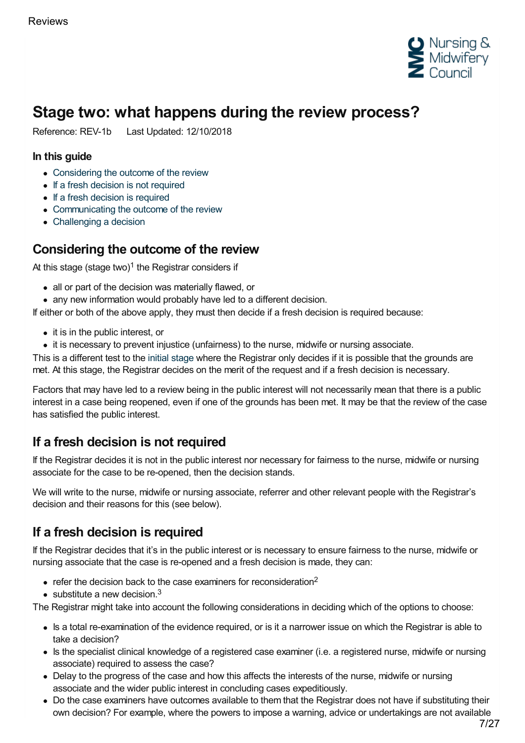# Stage two: what happens during the review process?

Reference: REV-1b Last Updated: 12/10/2018

### In this guide

- Considering the outcome of the review
- If a fresh decision is not required
- If a fresh decision is required
- Communicating the outcome of the review
- Challenging a decision

## Considering the outcome of the review

At this stage (stage two)[1] the Registrar considers if

- all or part of the decision was materially flawed, or
- any new information would probably have led to a different decision.

If either or both of the above apply, they must then decide if a fresh decision is required because:

- it is in the public interest, or
- it is necessary to prevent injustice (unfairness) to the nurse, midwife or nursing associate.

This is a different test to the initial stage where the Registrar only decides if it is possible that the grounds are met. At this stage, the Registrar decides on the merit of the request and if a fresh decision is necessary.

Factors that may have led to a review being in the public interest will not necessarily mean that there is a public interest in a case being reopened, even if one of the grounds has been met. It may be that the review of the case has satisfied the public interest.

## If a fresh decision is not required

If the Registrar decides it is not in the public interest nor necessary for fairness to the nurse, midwife or nursing associate for the case to be re-opened, then the decision stands.

We will write to the nurse, midwife or nursing associate, referrer and other relevant people with the Registrar's decision and their reasons for this (see below).

## If a fresh decision is required

If the Registrar decides that it's in the public interest or is necessary to ensure fairness to the nurse, midwife or nursing associate that the case is re-opened and a fresh decision is made, they can:

- refer the decision back to the case examiners for reconsideration[2]
- substitute a new decision.[3]

The Registrar might take into account the following considerations in deciding which of the options to choose:

- Is a total re-examination of the evidence required, or is it a narrower issue on which the Registrar is able to take a decision?
- Is the specialist clinical knowledge of a registered case examiner (i.e. a registered nurse, midwife or nursing associate) required to assess the case?
- Delay to the progress of the case and how this affects the interests of the nurse, midwife or nursing associate and the wider public interest in concluding cases expeditiously.
- Do the case examiners have outcomes available to them that the Registrar does not have if substituting their own decision? For example, where the powers to impose a warning, advice or undertakings are not available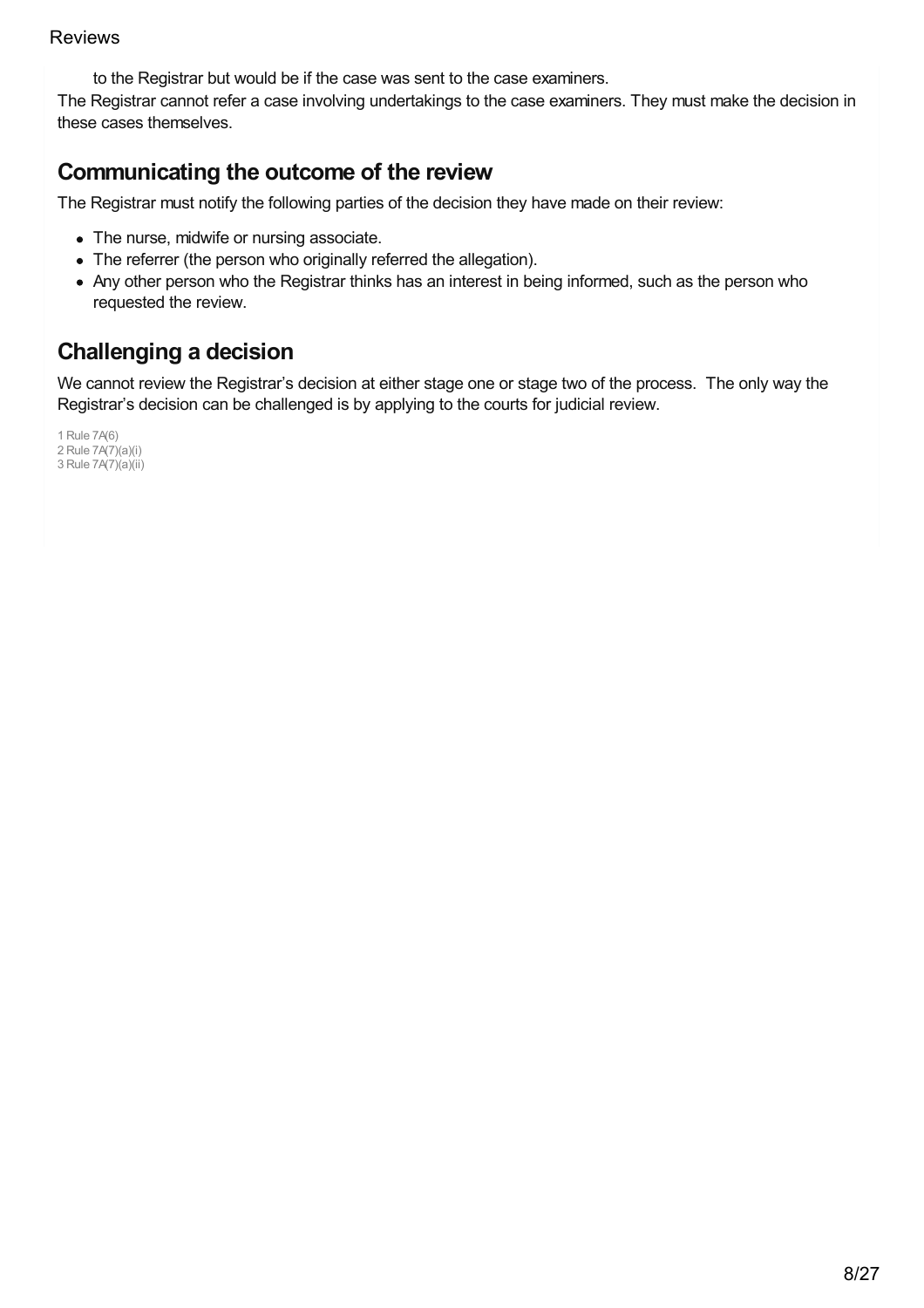to the Registrar but would be if the case was sent to the case examiners.

The Registrar cannot refer a case involving undertakings to the case examiners. They must make the decision in these cases themselves.

## Communicating the outcome of the review

The Registrar must notify the following parties of the decision they have made on their review:

- The nurse, midwife or nursing associate.
- The referrer (the person who originally referred the allegation).
- Any other person who the Registrar thinks has an interest in being informed, such as the person who requested the review.

## Challenging a decision

We cannot review the Registrar's decision at either stage one or stage two of the process. The only way the Registrar's decision can be challenged is by applying to the courts for judicial review.

1 Rule 7A(6)
2 Rule 7A(7)(a)(i)
3 Rule 7A(7)(a)(ii)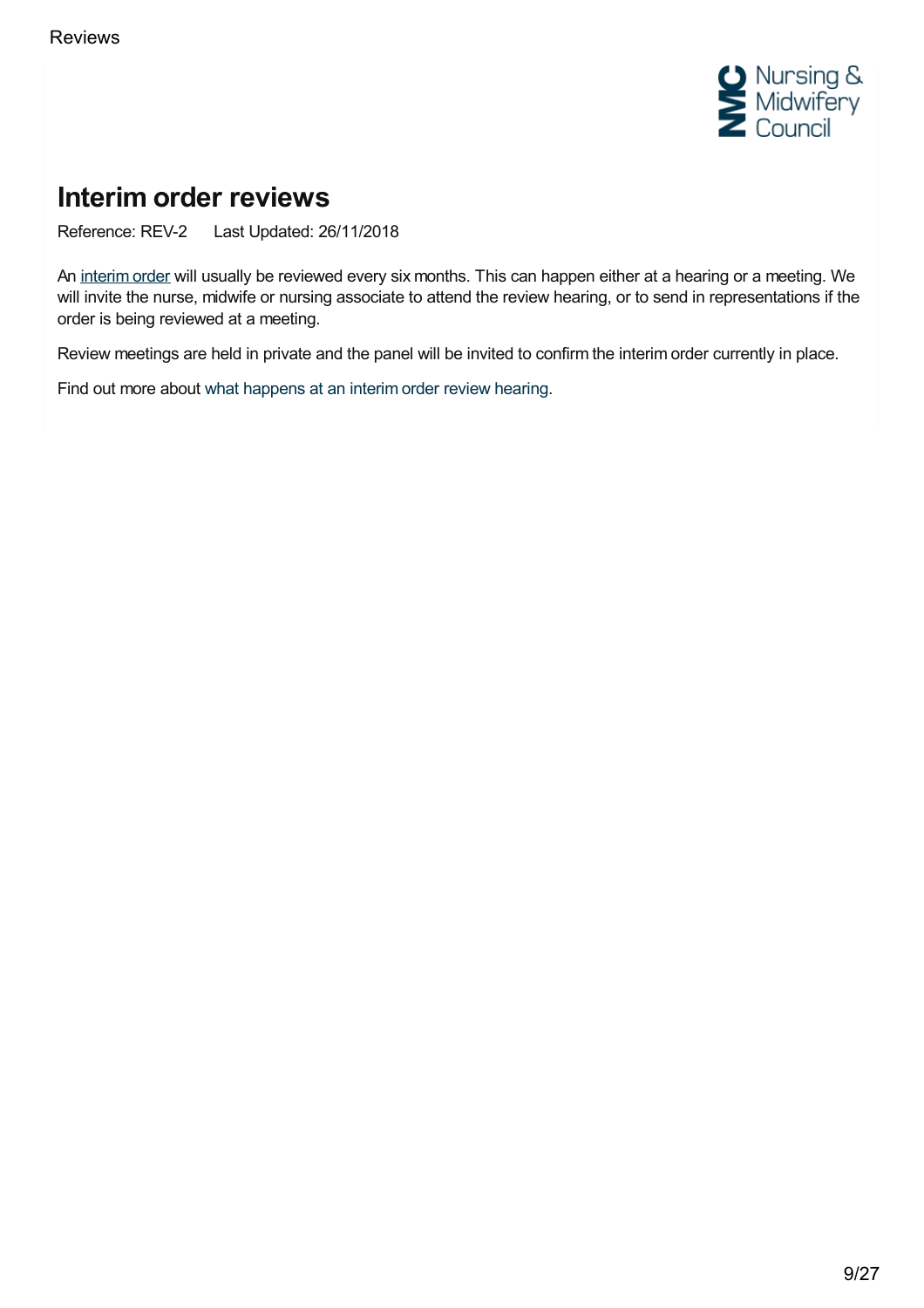# Interim order reviews

Reference: REV-2    Last Updated: 26/11/2018

An interim order will usually be reviewed every six months. This can happen either at a hearing or a meeting. We will invite the nurse, midwife or nursing associate to attend the review hearing, or to send in representations if the order is being reviewed at a meeting.

Review meetings are held in private and the panel will be invited to confirm the interim order currently in place.

Find out more about what happens at an interim order review hearing.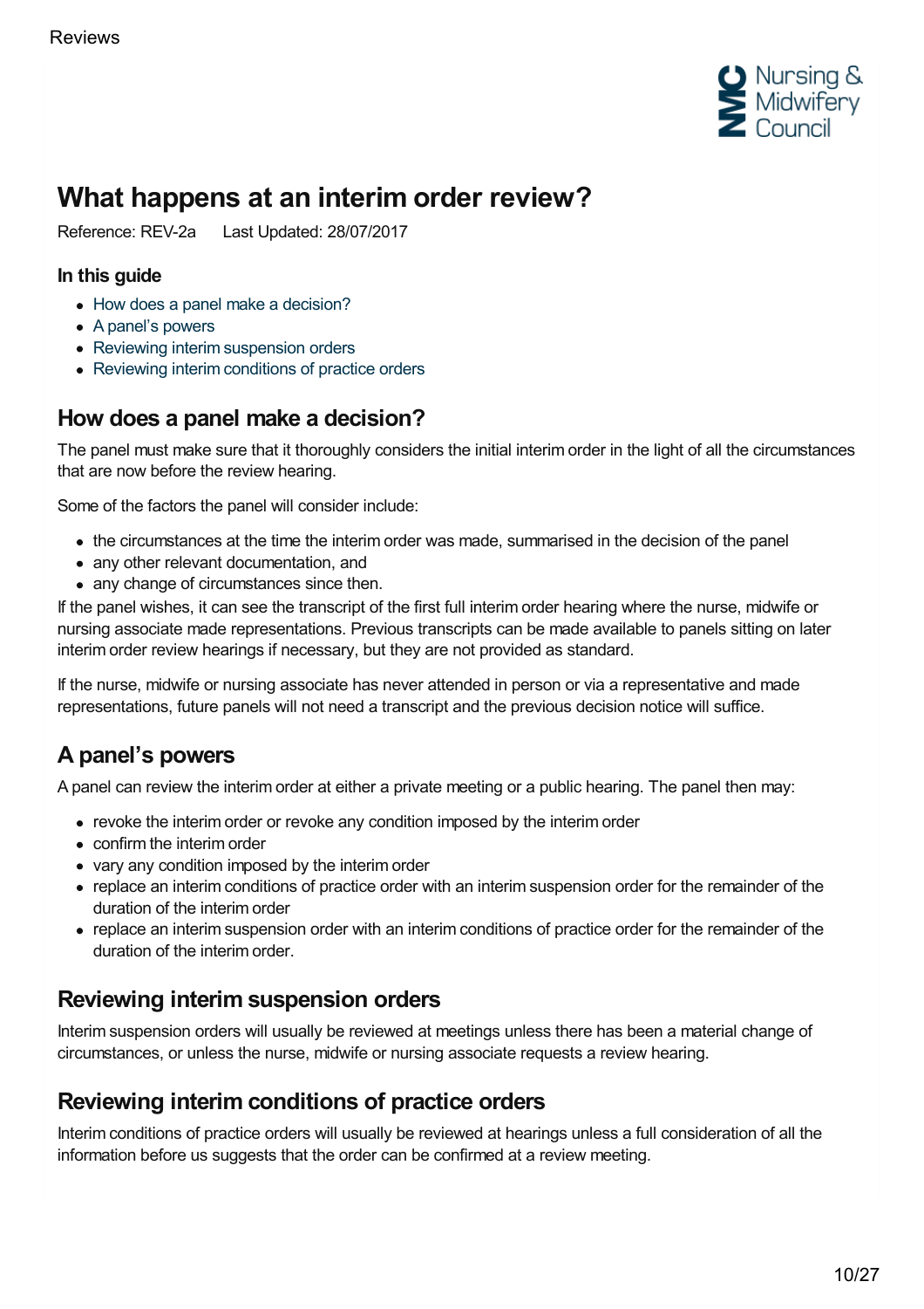# What happens at an interim order review?

Reference: REV-2a Last Updated: 28/07/2017

### In this guide

- How does a panel make a decision?
- A panel's powers
- Reviewing interim suspension orders
- Reviewing interim conditions of practice orders

## How does a panel make a decision?

The panel must make sure that it thoroughly considers the initial interim order in the light of all the circumstances that are now before the review hearing.

Some of the factors the panel will consider include:

- the circumstances at the time the interim order was made, summarised in the decision of the panel
- any other relevant documentation, and
- any change of circumstances since then.

If the panel wishes, it can see the transcript of the first full interim order hearing where the nurse, midwife or nursing associate made representations. Previous transcripts can be made available to panels sitting on later interim order review hearings if necessary, but they are not provided as standard.

If the nurse, midwife or nursing associate has never attended in person or via a representative and made representations, future panels will not need a transcript and the previous decision notice will suffice.

## A panel's powers

A panel can review the interim order at either a private meeting or a public hearing. The panel then may:

- revoke the interim order or revoke any condition imposed by the interim order
- confirm the interim order
- vary any condition imposed by the interim order
- replace an interim conditions of practice order with an interim suspension order for the remainder of the duration of the interim order
- replace an interim suspension order with an interim conditions of practice order for the remainder of the duration of the interim order.

## Reviewing interim suspension orders

Interim suspension orders will usually be reviewed at meetings unless there has been a material change of circumstances, or unless the nurse, midwife or nursing associate requests a review hearing.

## Reviewing interim conditions of practice orders

Interim conditions of practice orders will usually be reviewed at hearings unless a full consideration of all the information before us suggests that the order can be confirmed at a review meeting.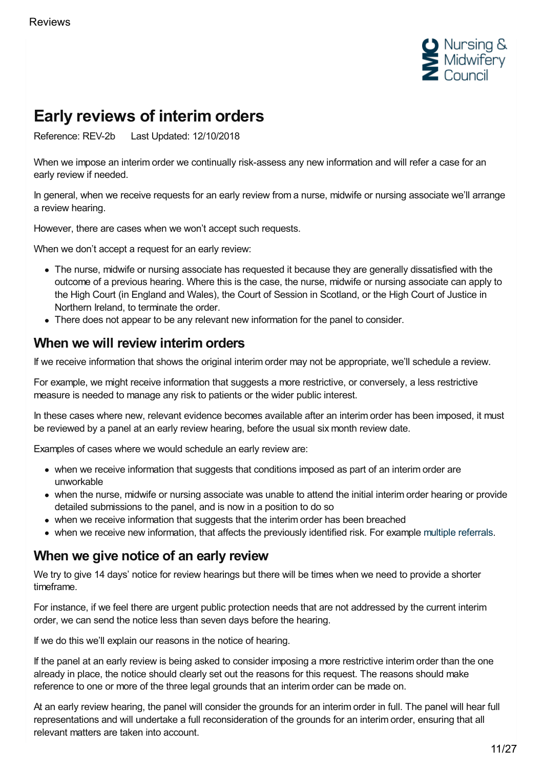# Early reviews of interim orders

Reference: REV-2b    Last Updated: 12/10/2018

When we impose an interim order we continually risk-assess any new information and will refer a case for an early review if needed.

In general, when we receive requests for an early review from a nurse, midwife or nursing associate we'll arrange a review hearing.

However, there are cases when we won't accept such requests.

When we don't accept a request for an early review:

- The nurse, midwife or nursing associate has requested it because they are generally dissatisfied with the outcome of a previous hearing. Where this is the case, the nurse, midwife or nursing associate can apply to the High Court (in England and Wales), the Court of Session in Scotland, or the High Court of Justice in Northern Ireland, to terminate the order.
- There does not appear to be any relevant new information for the panel to consider.

## When we will review interim orders

If we receive information that shows the original interim order may not be appropriate, we'll schedule a review.

For example, we might receive information that suggests a more restrictive, or conversely, a less restrictive measure is needed to manage any risk to patients or the wider public interest.

In these cases where new, relevant evidence becomes available after an interim order has been imposed, it must be reviewed by a panel at an early review hearing, before the usual six month review date.

Examples of cases where we would schedule an early review are:

- when we receive information that suggests that conditions imposed as part of an interim order are unworkable
- when the nurse, midwife or nursing associate was unable to attend the initial interim order hearing or provide detailed submissions to the panel, and is now in a position to do so
- when we receive information that suggests that the interim order has been breached
- when we receive new information, that affects the previously identified risk. For example multiple referrals.

## When we give notice of an early review

We try to give 14 days' notice for review hearings but there will be times when we need to provide a shorter timeframe.

For instance, if we feel there are urgent public protection needs that are not addressed by the current interim order, we can send the notice less than seven days before the hearing.

If we do this we'll explain our reasons in the notice of hearing.

If the panel at an early review is being asked to consider imposing a more restrictive interim order than the one already in place, the notice should clearly set out the reasons for this request. The reasons should make reference to one or more of the three legal grounds that an interim order can be made on.

At an early review hearing, the panel will consider the grounds for an interim order in full. The panel will hear full representations and will undertake a full reconsideration of the grounds for an interim order, ensuring that all relevant matters are taken into account.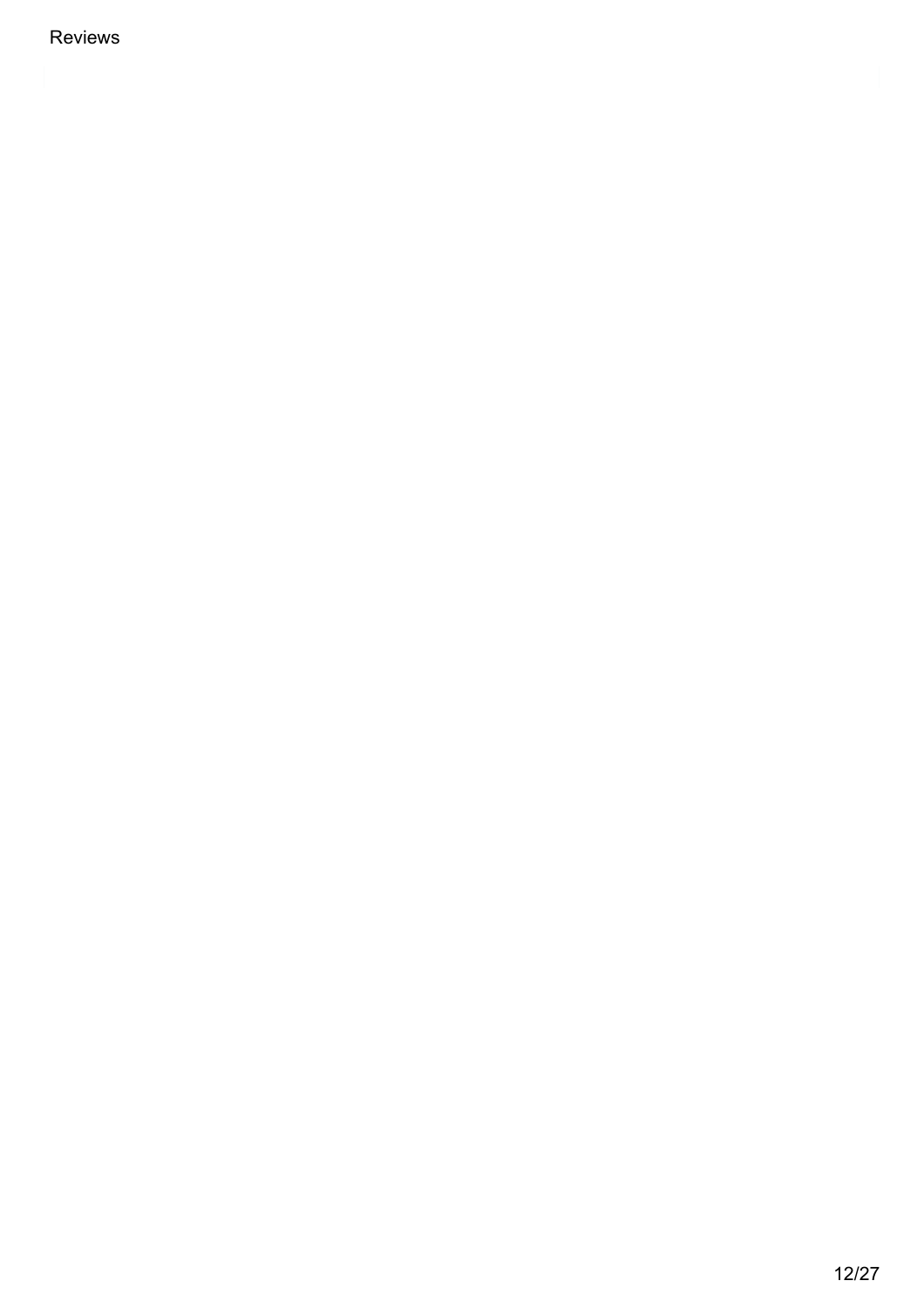Reviews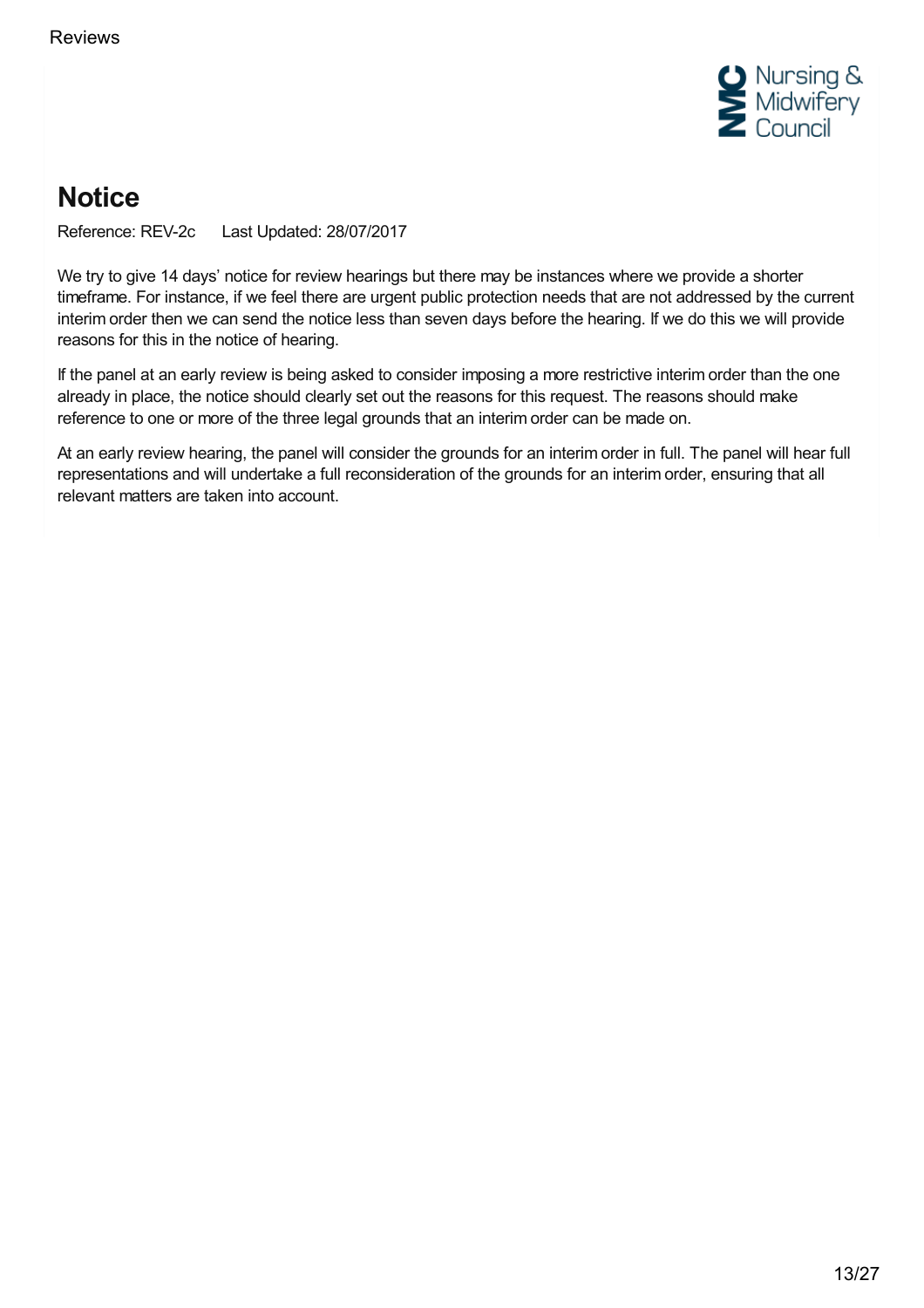# Notice

Reference: REV-2c Last Updated: 28/07/2017

We try to give 14 days' notice for review hearings but there may be instances where we provide a shorter timeframe. For instance, if we feel there are urgent public protection needs that are not addressed by the current interim order then we can send the notice less than seven days before the hearing. If we do this we will provide reasons for this in the notice of hearing.

If the panel at an early review is being asked to consider imposing a more restrictive interim order than the one already in place, the notice should clearly set out the reasons for this request. The reasons should make reference to one or more of the three legal grounds that an interim order can be made on.

At an early review hearing, the panel will consider the grounds for an interim order in full. The panel will hear full representations and will undertake a full reconsideration of the grounds for an interim order, ensuring that all relevant matters are taken into account.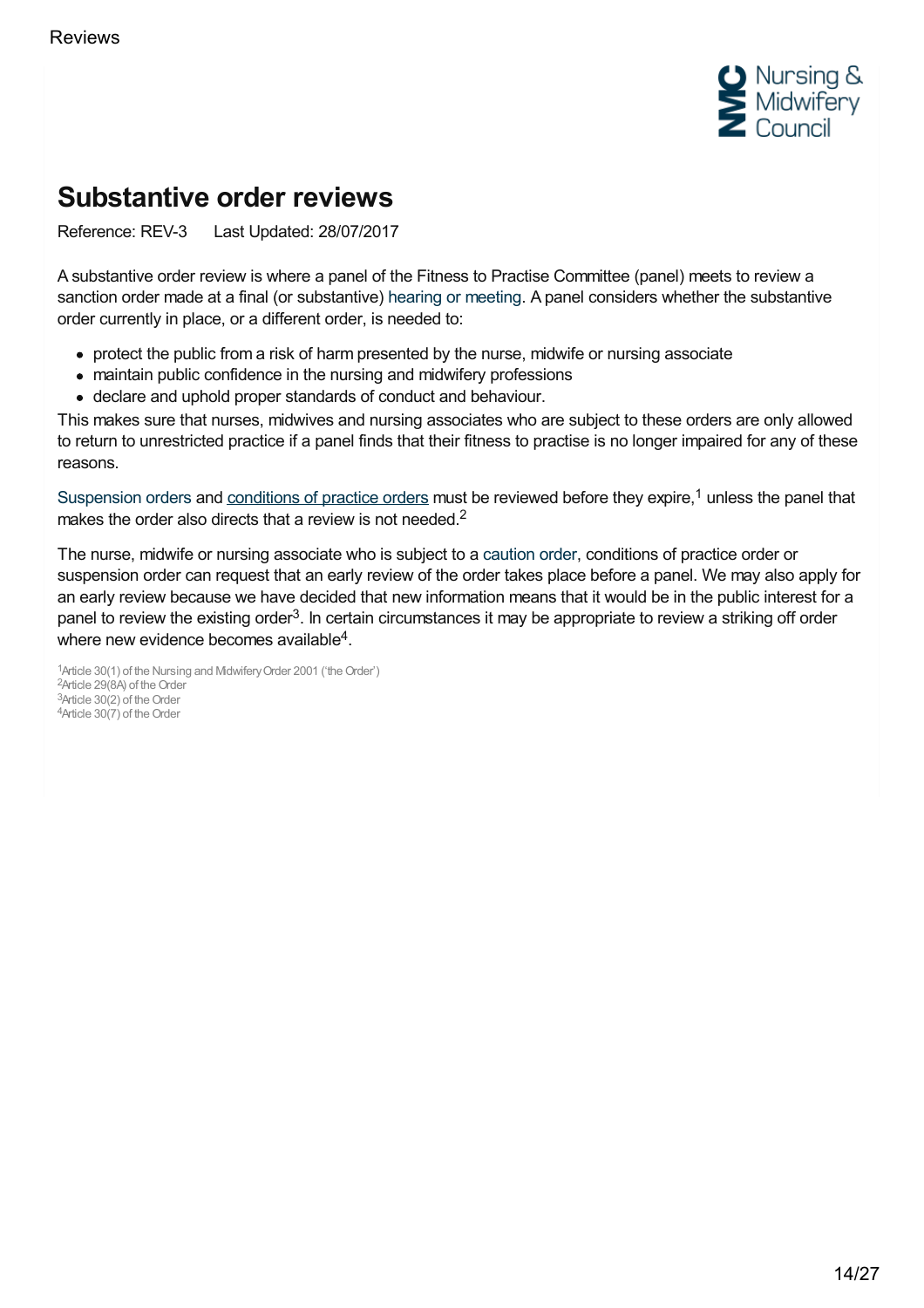# Substantive order reviews

Reference: REV-3      Last Updated: 28/07/2017

A substantive order review is where a panel of the Fitness to Practise Committee (panel) meets to review a sanction order made at a final (or substantive) hearing or meeting. A panel considers whether the substantive order currently in place, or a different order, is needed to:

- protect the public from a risk of harm presented by the nurse, midwife or nursing associate
- maintain public confidence in the nursing and midwifery professions
- declare and uphold proper standards of conduct and behaviour.

This makes sure that nurses, midwives and nursing associates who are subject to these orders are only allowed to return to unrestricted practice if a panel finds that their fitness to practise is no longer impaired for any of these reasons.

Suspension orders and conditions of practice orders must be reviewed before they expire,[1] unless the panel that makes the order also directs that a review is not needed.[2]

The nurse, midwife or nursing associate who is subject to a caution order, conditions of practice order or suspension order can request that an early review of the order takes place before a panel. We may also apply for an early review because we have decided that new information means that it would be in the public interest for a panel to review the existing order[3]. In certain circumstances it may be appropriate to review a striking off order where new evidence becomes available[4].

[1]Article 30(1) of the Nursing and Midwifery Order 2001 ('the Order')
[2]Article 29(8A) of the Order
[3]Article 30(2) of the Order
[4]Article 30(7) of the Order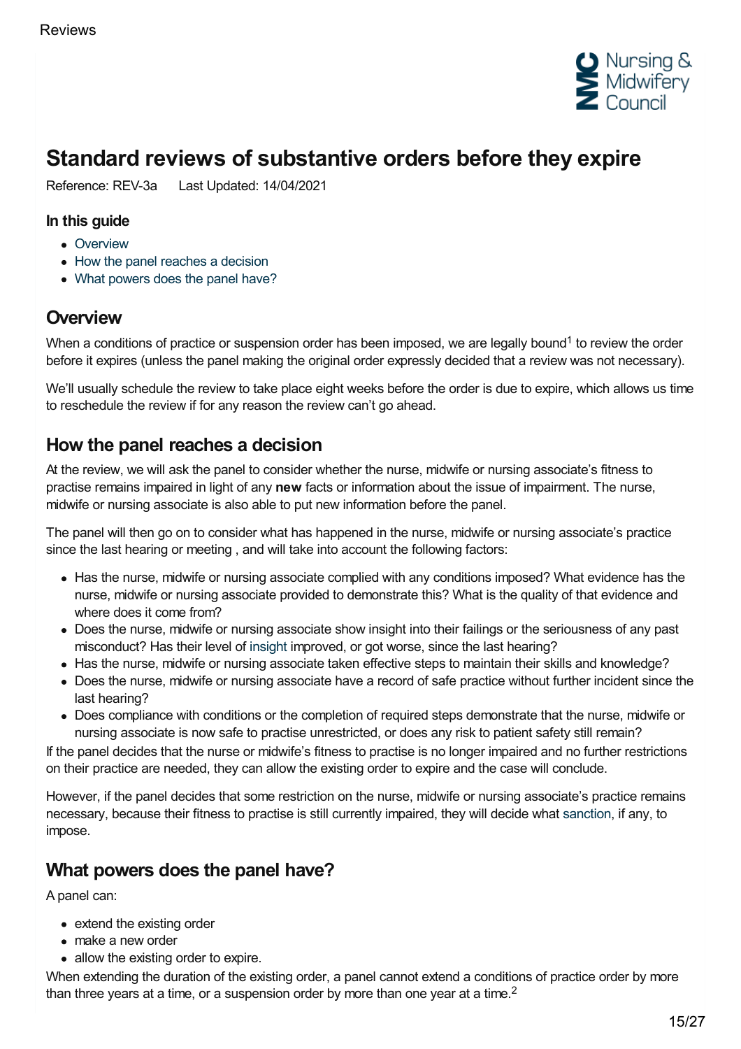# Standard reviews of substantive orders before they expire

Reference: REV-3a Last Updated: 14/04/2021

### In this guide

- Overview
- How the panel reaches a decision
- What powers does the panel have?

## Overview

When a conditions of practice or suspension order has been imposed, we are legally bound[1] to review the order before it expires (unless the panel making the original order expressly decided that a review was not necessary).

We'll usually schedule the review to take place eight weeks before the order is due to expire, which allows us time to reschedule the review if for any reason the review can't go ahead.

## How the panel reaches a decision

At the review, we will ask the panel to consider whether the nurse, midwife or nursing associate's fitness to practise remains impaired in light of any **new** facts or information about the issue of impairment. The nurse, midwife or nursing associate is also able to put new information before the panel.

The panel will then go on to consider what has happened in the nurse, midwife or nursing associate's practice since the last hearing or meeting , and will take into account the following factors:

- Has the nurse, midwife or nursing associate complied with any conditions imposed? What evidence has the nurse, midwife or nursing associate provided to demonstrate this? What is the quality of that evidence and where does it come from?
- Does the nurse, midwife or nursing associate show insight into their failings or the seriousness of any past misconduct? Has their level of insight improved, or got worse, since the last hearing?
- Has the nurse, midwife or nursing associate taken effective steps to maintain their skills and knowledge?
- Does the nurse, midwife or nursing associate have a record of safe practice without further incident since the last hearing?
- Does compliance with conditions or the completion of required steps demonstrate that the nurse, midwife or nursing associate is now safe to practise unrestricted, or does any risk to patient safety still remain?

If the panel decides that the nurse or midwife's fitness to practise is no longer impaired and no further restrictions on their practice are needed, they can allow the existing order to expire and the case will conclude.

However, if the panel decides that some restriction on the nurse, midwife or nursing associate's practice remains necessary, because their fitness to practise is still currently impaired, they will decide what sanction, if any, to impose.

## What powers does the panel have?

A panel can:

- extend the existing order
- make a new order
- allow the existing order to expire.

When extending the duration of the existing order, a panel cannot extend a conditions of practice order by more than three years at a time, or a suspension order by more than one year at a time.[2]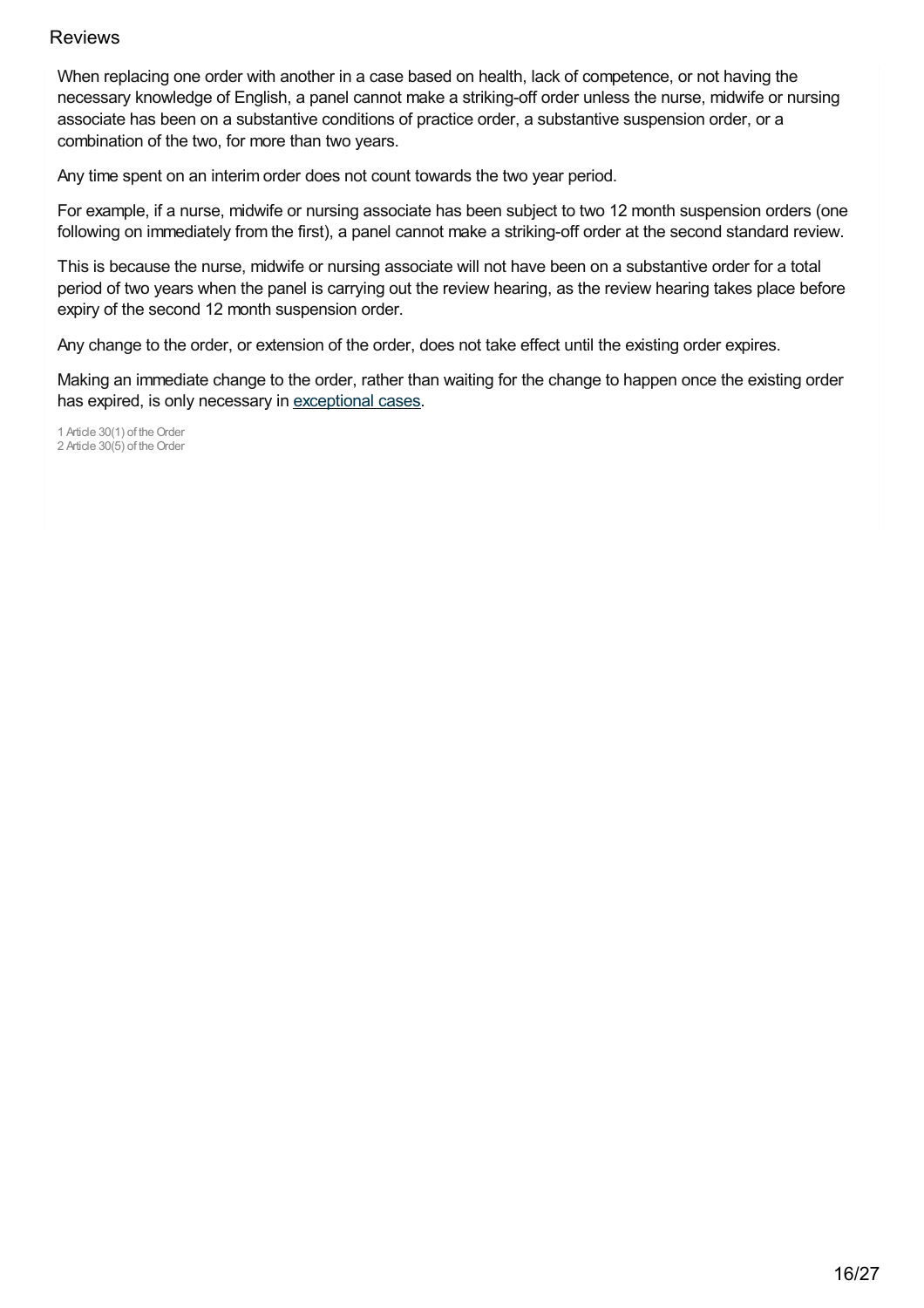Reviews

When replacing one order with another in a case based on health, lack of competence, or not having the necessary knowledge of English, a panel cannot make a striking-off order unless the nurse, midwife or nursing associate has been on a substantive conditions of practice order, a substantive suspension order, or a combination of the two, for more than two years.

Any time spent on an interim order does not count towards the two year period.

For example, if a nurse, midwife or nursing associate has been subject to two 12 month suspension orders (one following on immediately from the first), a panel cannot make a striking-off order at the second standard review.

This is because the nurse, midwife or nursing associate will not have been on a substantive order for a total period of two years when the panel is carrying out the review hearing, as the review hearing takes place before expiry of the second 12 month suspension order.

Any change to the order, or extension of the order, does not take effect until the existing order expires.

Making an immediate change to the order, rather than waiting for the change to happen once the existing order has expired, is only necessary in exceptional cases.

1 Article 30(1) of the Order
2 Article 30(5) of the Order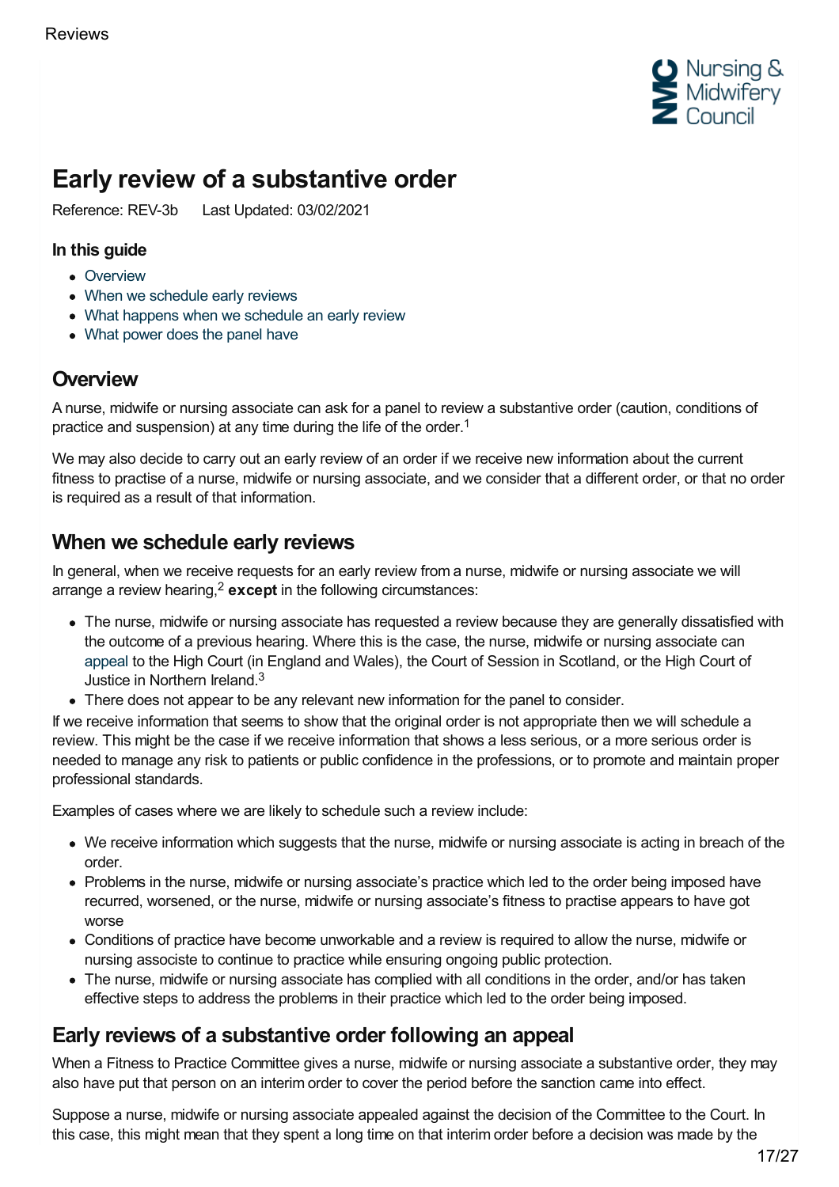# Early review of a substantive order

Reference: REV-3b   Last Updated: 03/02/2021

### In this guide

- Overview
- When we schedule early reviews
- What happens when we schedule an early review
- What power does the panel have

## Overview

A nurse, midwife or nursing associate can ask for a panel to review a substantive order (caution, conditions of practice and suspension) at any time during the life of the order.[1]

We may also decide to carry out an early review of an order if we receive new information about the current fitness to practise of a nurse, midwife or nursing associate, and we consider that a different order, or that no order is required as a result of that information.

## When we schedule early reviews

In general, when we receive requests for an early review from a nurse, midwife or nursing associate we will arrange a review hearing,[2] **except** in the following circumstances:

- The nurse, midwife or nursing associate has requested a review because they are generally dissatisfied with the outcome of a previous hearing. Where this is the case, the nurse, midwife or nursing associate can appeal to the High Court (in England and Wales), the Court of Session in Scotland, or the High Court of Justice in Northern Ireland.[3]
- There does not appear to be any relevant new information for the panel to consider.

If we receive information that seems to show that the original order is not appropriate then we will schedule a review. This might be the case if we receive information that shows a less serious, or a more serious order is needed to manage any risk to patients or public confidence in the professions, or to promote and maintain proper professional standards.

Examples of cases where we are likely to schedule such a review include:

- We receive information which suggests that the nurse, midwife or nursing associate is acting in breach of the order.
- Problems in the nurse, midwife or nursing associate's practice which led to the order being imposed have recurred, worsened, or the nurse, midwife or nursing associate's fitness to practise appears to have got worse
- Conditions of practice have become unworkable and a review is required to allow the nurse, midwife or nursing associste to continue to practice while ensuring ongoing public protection.
- The nurse, midwife or nursing associate has complied with all conditions in the order, and/or has taken effective steps to address the problems in their practice which led to the order being imposed.

## Early reviews of a substantive order following an appeal

When a Fitness to Practice Committee gives a nurse, midwife or nursing associate a substantive order, they may also have put that person on an interim order to cover the period before the sanction came into effect.

Suppose a nurse, midwife or nursing associate appealed against the decision of the Committee to the Court. In this case, this might mean that they spent a long time on that interim order before a decision was made by the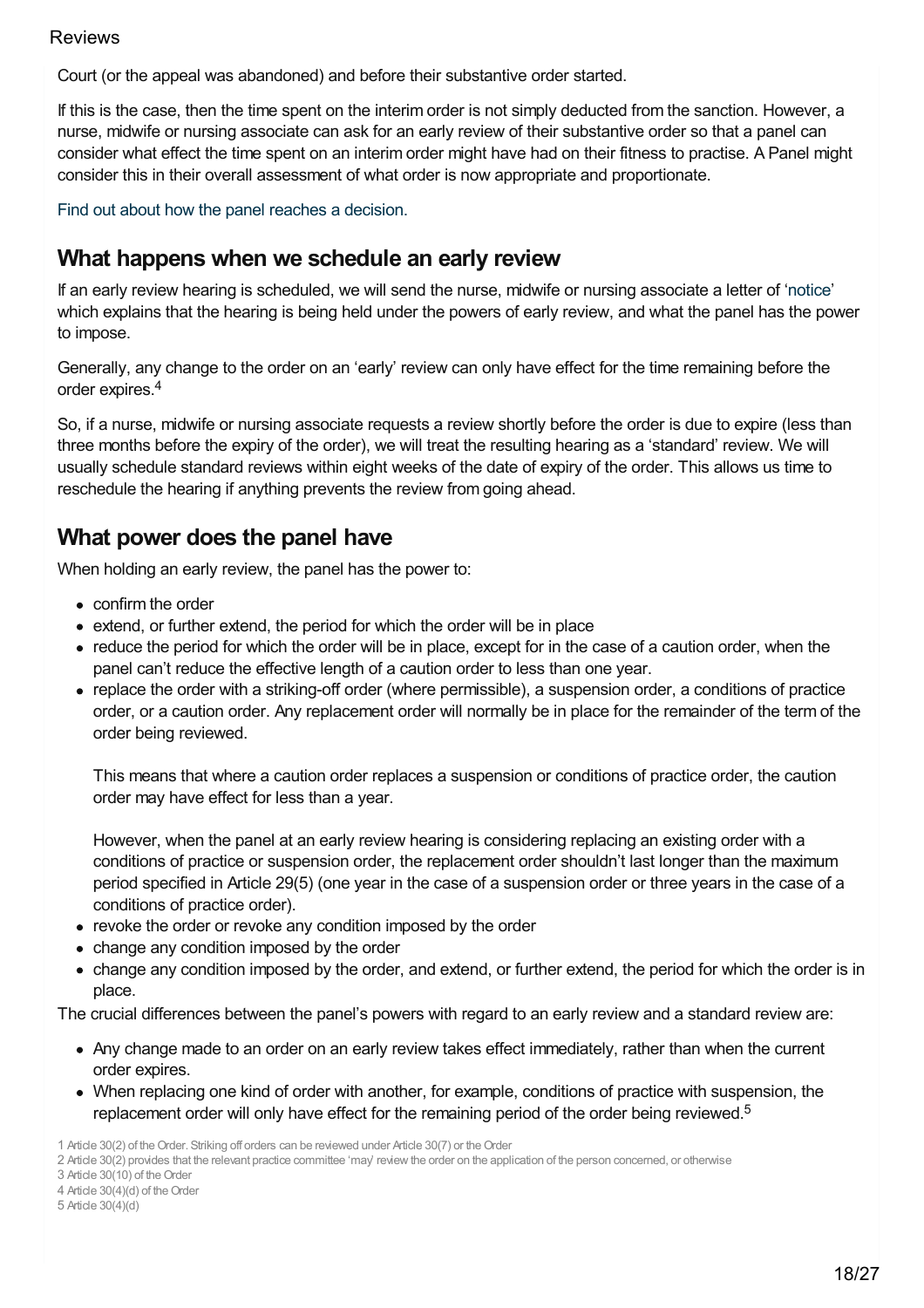Court (or the appeal was abandoned) and before their substantive order started.

If this is the case, then the time spent on the interim order is not simply deducted from the sanction. However, a nurse, midwife or nursing associate can ask for an early review of their substantive order so that a panel can consider what effect the time spent on an interim order might have had on their fitness to practise. A Panel might consider this in their overall assessment of what order is now appropriate and proportionate.

Find out about how the panel reaches a decision.

## What happens when we schedule an early review

If an early review hearing is scheduled, we will send the nurse, midwife or nursing associate a letter of 'notice' which explains that the hearing is being held under the powers of early review, and what the panel has the power to impose.

Generally, any change to the order on an 'early' review can only have effect for the time remaining before the order expires.[4]

So, if a nurse, midwife or nursing associate requests a review shortly before the order is due to expire (less than three months before the expiry of the order), we will treat the resulting hearing as a 'standard' review. We will usually schedule standard reviews within eight weeks of the date of expiry of the order. This allows us time to reschedule the hearing if anything prevents the review from going ahead.

## What power does the panel have

When holding an early review, the panel has the power to:

- confirm the order
- extend, or further extend, the period for which the order will be in place
- reduce the period for which the order will be in place, except for in the case of a caution order, when the panel can't reduce the effective length of a caution order to less than one year.
- replace the order with a striking-off order (where permissible), a suspension order, a conditions of practice order, or a caution order. Any replacement order will normally be in place for the remainder of the term of the order being reviewed.

  This means that where a caution order replaces a suspension or conditions of practice order, the caution order may have effect for less than a year.

  However, when the panel at an early review hearing is considering replacing an existing order with a conditions of practice or suspension order, the replacement order shouldn't last longer than the maximum period specified in Article 29(5) (one year in the case of a suspension order or three years in the case of a conditions of practice order).
- revoke the order or revoke any condition imposed by the order
- change any condition imposed by the order
- change any condition imposed by the order, and extend, or further extend, the period for which the order is in place.

The crucial differences between the panel's powers with regard to an early review and a standard review are:

- Any change made to an order on an early review takes effect immediately, rather than when the current order expires.
- When replacing one kind of order with another, for example, conditions of practice with suspension, the replacement order will only have effect for the remaining period of the order being reviewed.[5]

1 Article 30(2) of the Order. Striking off orders can be reviewed under Article 30(7) or the Order
2 Article 30(2) provides that the relevant practice committee 'may' review the order on the application of the person concerned, or otherwise
3 Article 30(10) of the Order
4 Article 30(4)(d) of the Order
5 Article 30(4)(d)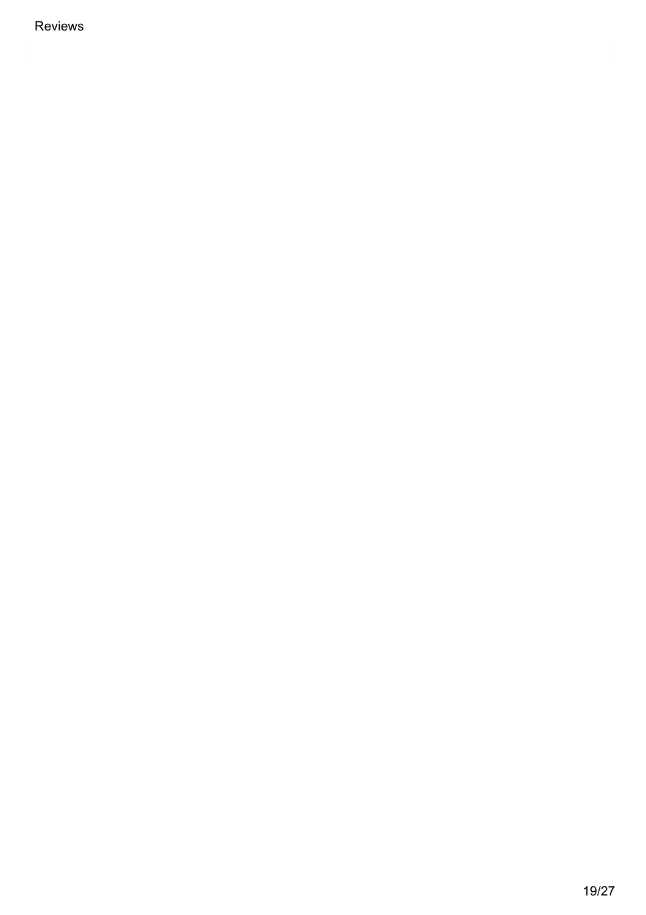Reviews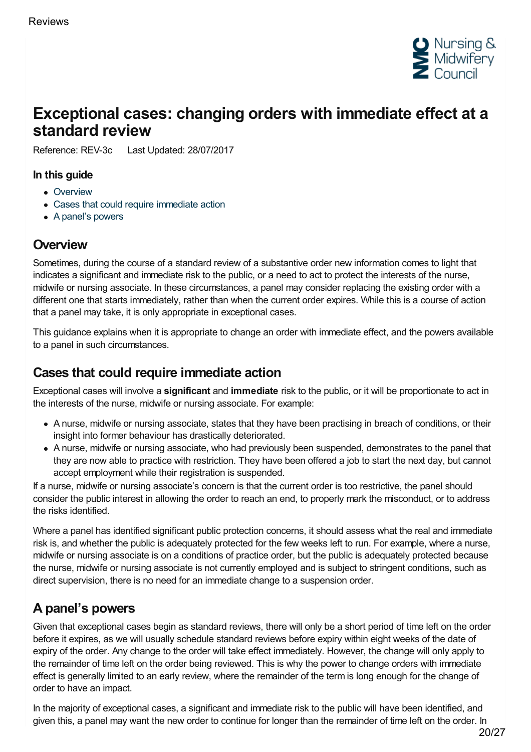# Exceptional cases: changing orders with immediate effect at a standard review

Reference: REV-3c Last Updated: 28/07/2017

### In this guide

- Overview
- Cases that could require immediate action
- A panel's powers

## Overview

Sometimes, during the course of a standard review of a substantive order new information comes to light that indicates a significant and immediate risk to the public, or a need to act to protect the interests of the nurse, midwife or nursing associate. In these circumstances, a panel may consider replacing the existing order with a different one that starts immediately, rather than when the current order expires. While this is a course of action that a panel may take, it is only appropriate in exceptional cases.

This guidance explains when it is appropriate to change an order with immediate effect, and the powers available to a panel in such circumstances.

## Cases that could require immediate action

Exceptional cases will involve a **significant** and **immediate** risk to the public, or it will be proportionate to act in the interests of the nurse, midwife or nursing associate. For example:

- A nurse, midwife or nursing associate, states that they have been practising in breach of conditions, or their insight into former behaviour has drastically deteriorated.
- A nurse, midwife or nursing associate, who had previously been suspended, demonstrates to the panel that they are now able to practice with restriction. They have been offered a job to start the next day, but cannot accept employment while their registration is suspended.

If a nurse, midwife or nursing associate's concern is that the current order is too restrictive, the panel should consider the public interest in allowing the order to reach an end, to properly mark the misconduct, or to address the risks identified.

Where a panel has identified significant public protection concerns, it should assess what the real and immediate risk is, and whether the public is adequately protected for the few weeks left to run. For example, where a nurse, midwife or nursing associate is on a conditions of practice order, but the public is adequately protected because the nurse, midwife or nursing associate is not currently employed and is subject to stringent conditions, such as direct supervision, there is no need for an immediate change to a suspension order.

## A panel's powers

Given that exceptional cases begin as standard reviews, there will only be a short period of time left on the order before it expires, as we will usually schedule standard reviews before expiry within eight weeks of the date of expiry of the order. Any change to the order will take effect immediately. However, the change will only apply to the remainder of time left on the order being reviewed. This is why the power to change orders with immediate effect is generally limited to an early review, where the remainder of the term is long enough for the change of order to have an impact.

In the majority of exceptional cases, a significant and immediate risk to the public will have been identified, and given this, a panel may want the new order to continue for longer than the remainder of time left on the order. In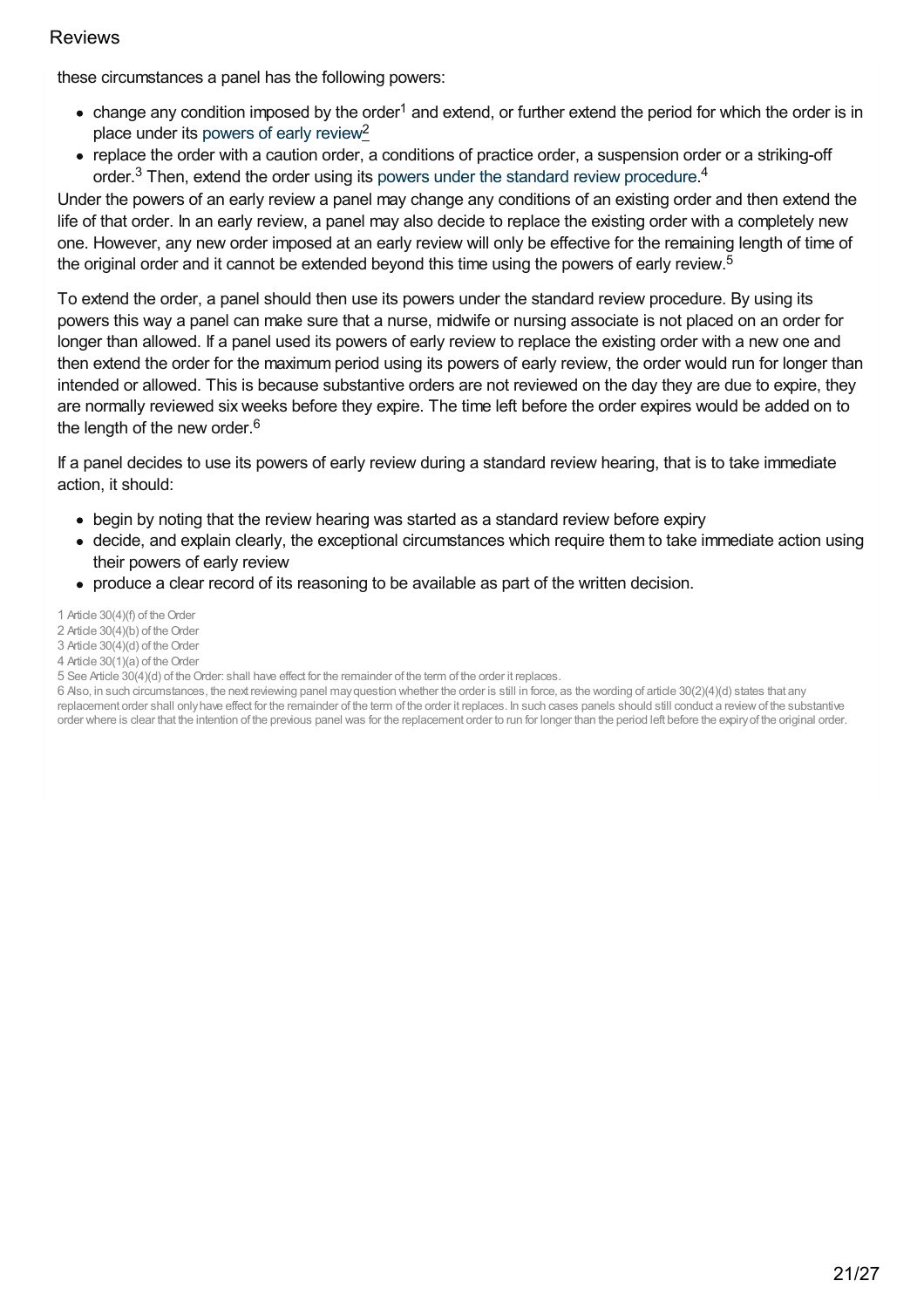these circumstances a panel has the following powers:

- change any condition imposed by the order[1] and extend, or further extend the period for which the order is in place under its powers of early review[2]
- replace the order with a caution order, a conditions of practice order, a suspension order or a striking-off order.[3] Then, extend the order using its powers under the standard review procedure.[4]

Under the powers of an early review a panel may change any conditions of an existing order and then extend the life of that order. In an early review, a panel may also decide to replace the existing order with a completely new one. However, any new order imposed at an early review will only be effective for the remaining length of time of the original order and it cannot be extended beyond this time using the powers of early review.[5]

To extend the order, a panel should then use its powers under the standard review procedure. By using its powers this way a panel can make sure that a nurse, midwife or nursing associate is not placed on an order for longer than allowed. If a panel used its powers of early review to replace the existing order with a new one and then extend the order for the maximum period using its powers of early review, the order would run for longer than intended or allowed. This is because substantive orders are not reviewed on the day they are due to expire, they are normally reviewed six weeks before they expire. The time left before the order expires would be added on to the length of the new order.[6]

If a panel decides to use its powers of early review during a standard review hearing, that is to take immediate action, it should:

- begin by noting that the review hearing was started as a standard review before expiry
- decide, and explain clearly, the exceptional circumstances which require them to take immediate action using their powers of early review
- produce a clear record of its reasoning to be available as part of the written decision.

1 Article 30(4)(f) of the Order
2 Article 30(4)(b) of the Order
3 Article 30(4)(d) of the Order
4 Article 30(1)(a) of the Order
5 See Article 30(4)(d) of the Order: shall have effect for the remainder of the term of the order it replaces.
6 Also, in such circumstances, the next reviewing panel may question whether the order is still in force, as the wording of article 30(2)(4)(d) states that any replacement order shall only have effect for the remainder of the term of the order it replaces. In such cases panels should still conduct a review of the substantive order where is clear that the intention of the previous panel was for the replacement order to run for longer than the period left before the expiry of the original order.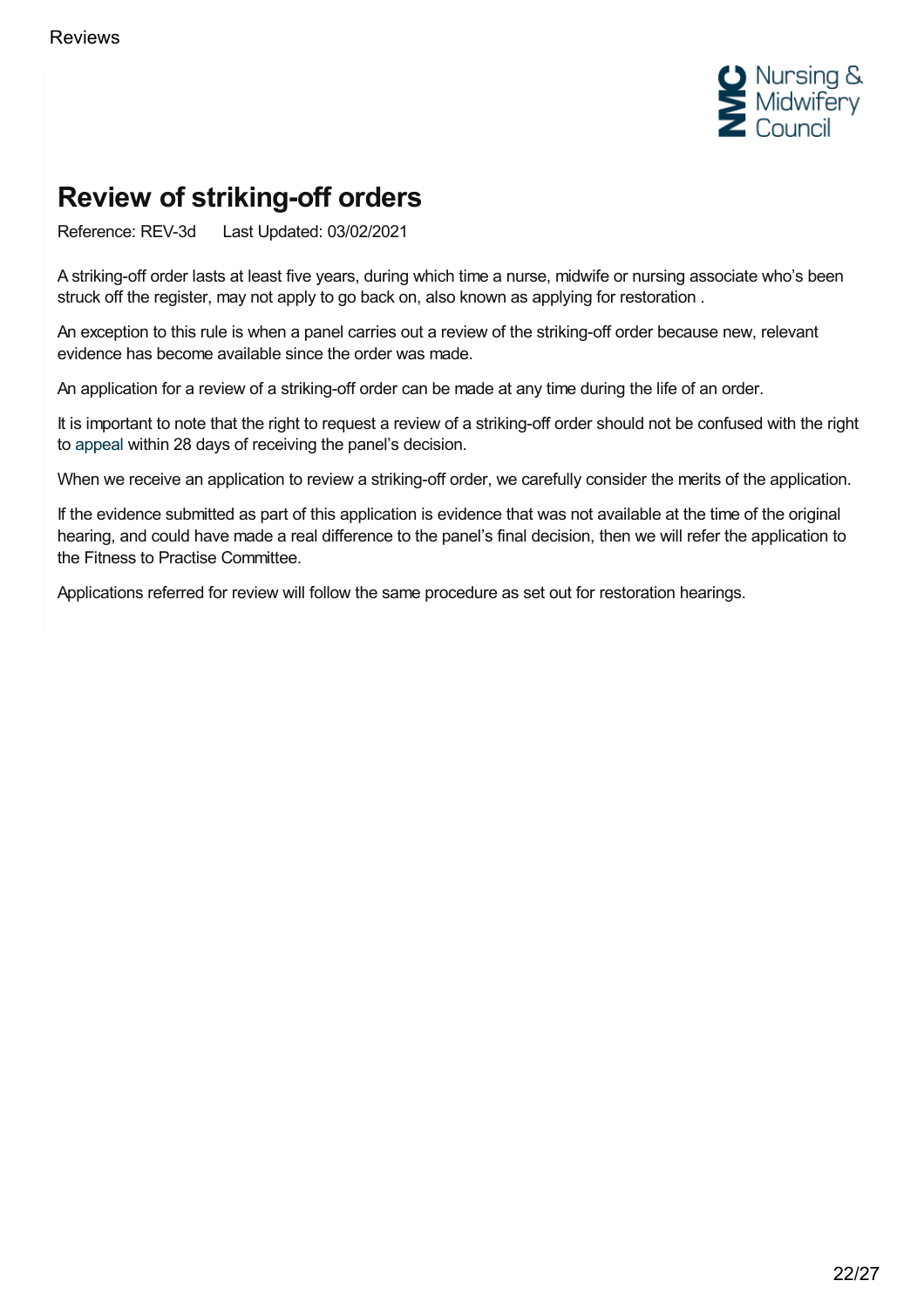# Review of striking-off orders

Reference: REV-3d Last Updated: 03/02/2021

A striking-off order lasts at least five years, during which time a nurse, midwife or nursing associate who's been struck off the register, may not apply to go back on, also known as applying for restoration .

An exception to this rule is when a panel carries out a review of the striking-off order because new, relevant evidence has become available since the order was made.

An application for a review of a striking-off order can be made at any time during the life of an order.

It is important to note that the right to request a review of a striking-off order should not be confused with the right to appeal within 28 days of receiving the panel's decision.

When we receive an application to review a striking-off order, we carefully consider the merits of the application.

If the evidence submitted as part of this application is evidence that was not available at the time of the original hearing, and could have made a real difference to the panel's final decision, then we will refer the application to the Fitness to Practise Committee.

Applications referred for review will follow the same procedure as set out for restoration hearings.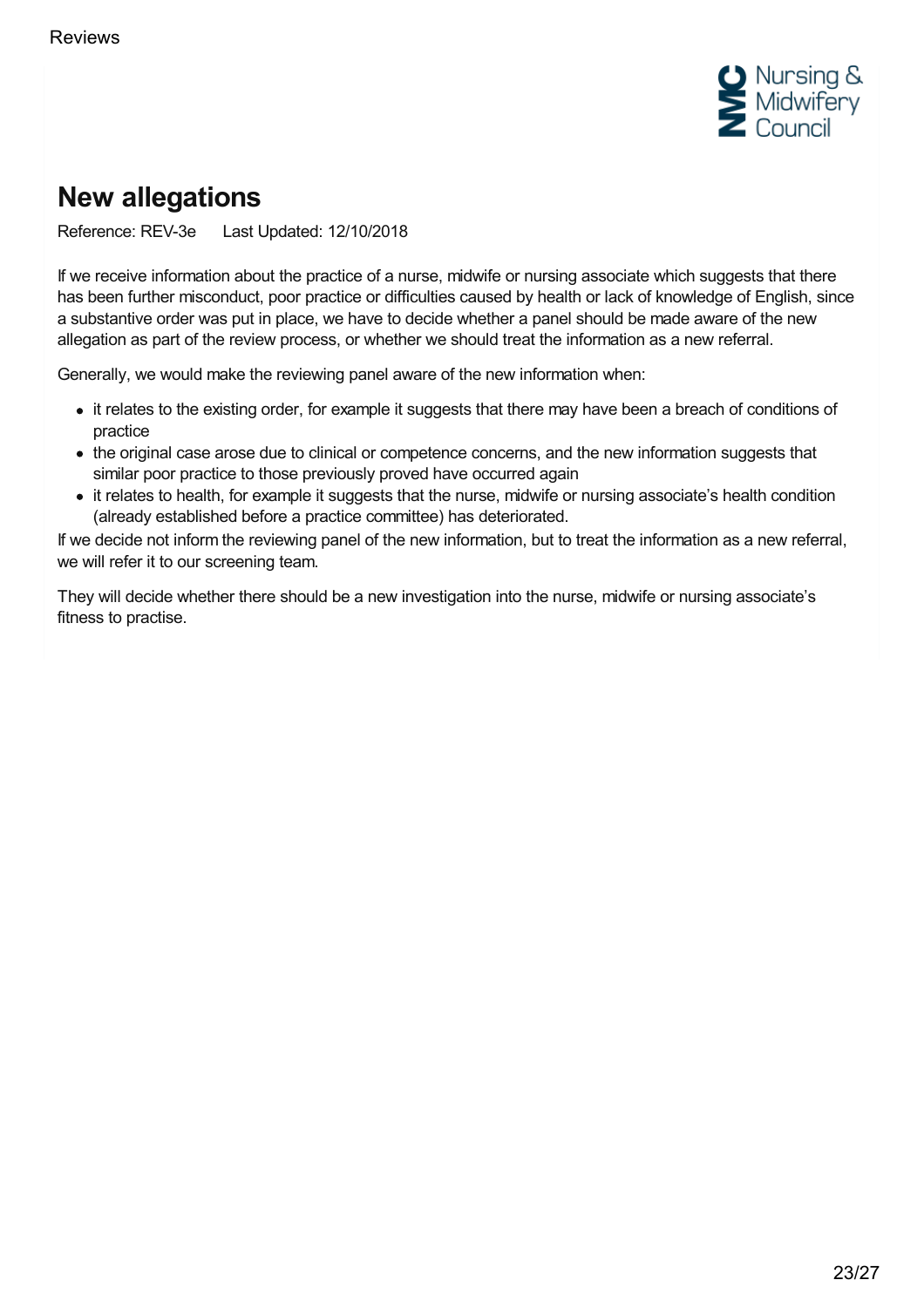# New allegations

Reference: REV-3e  Last Updated: 12/10/2018

If we receive information about the practice of a nurse, midwife or nursing associate which suggests that there has been further misconduct, poor practice or difficulties caused by health or lack of knowledge of English, since a substantive order was put in place, we have to decide whether a panel should be made aware of the new allegation as part of the review process, or whether we should treat the information as a new referral.

Generally, we would make the reviewing panel aware of the new information when:

- it relates to the existing order, for example it suggests that there may have been a breach of conditions of practice
- the original case arose due to clinical or competence concerns, and the new information suggests that similar poor practice to those previously proved have occurred again
- it relates to health, for example it suggests that the nurse, midwife or nursing associate's health condition (already established before a practice committee) has deteriorated.

If we decide not inform the reviewing panel of the new information, but to treat the information as a new referral, we will refer it to our screening team.

They will decide whether there should be a new investigation into the nurse, midwife or nursing associate's fitness to practise.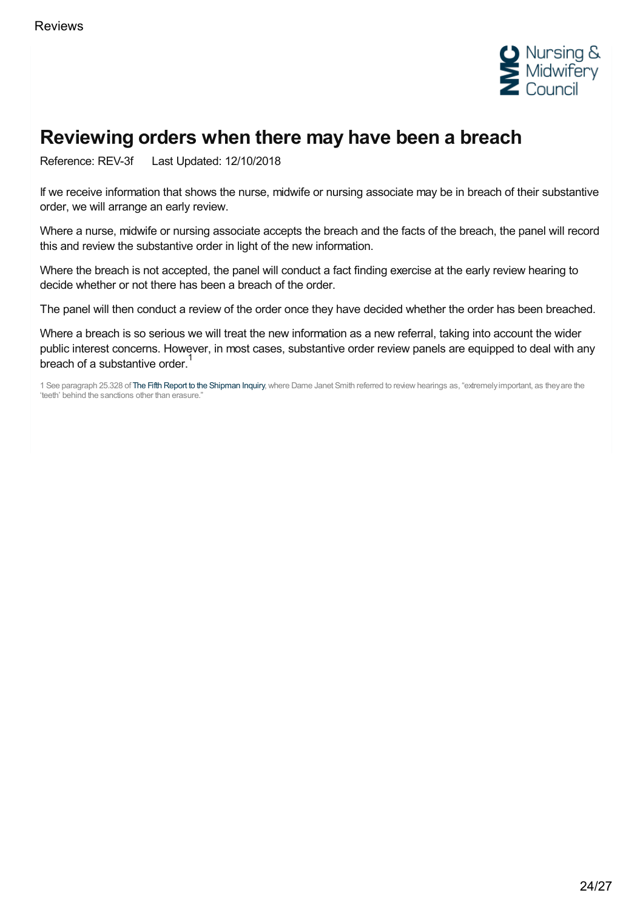# Reviewing orders when there may have been a breach

Reference: REV-3f     Last Updated: 12/10/2018

If we receive information that shows the nurse, midwife or nursing associate may be in breach of their substantive order, we will arrange an early review.

Where a nurse, midwife or nursing associate accepts the breach and the facts of the breach, the panel will record this and review the substantive order in light of the new information.

Where the breach is not accepted, the panel will conduct a fact finding exercise at the early review hearing to decide whether or not there has been a breach of the order.

The panel will then conduct a review of the order once they have decided whether the order has been breached.

Where a breach is so serious we will treat the new information as a new referral, taking into account the wider public interest concerns. However, in most cases, substantive order review panels are equipped to deal with any breach of a substantive order.[1]

1 See paragraph 25.328 of The Fifth Report to the Shipman Inquiry, where Dame Janet Smith referred to review hearings as, "extremely important, as they are the 'teeth' behind the sanctions other than erasure."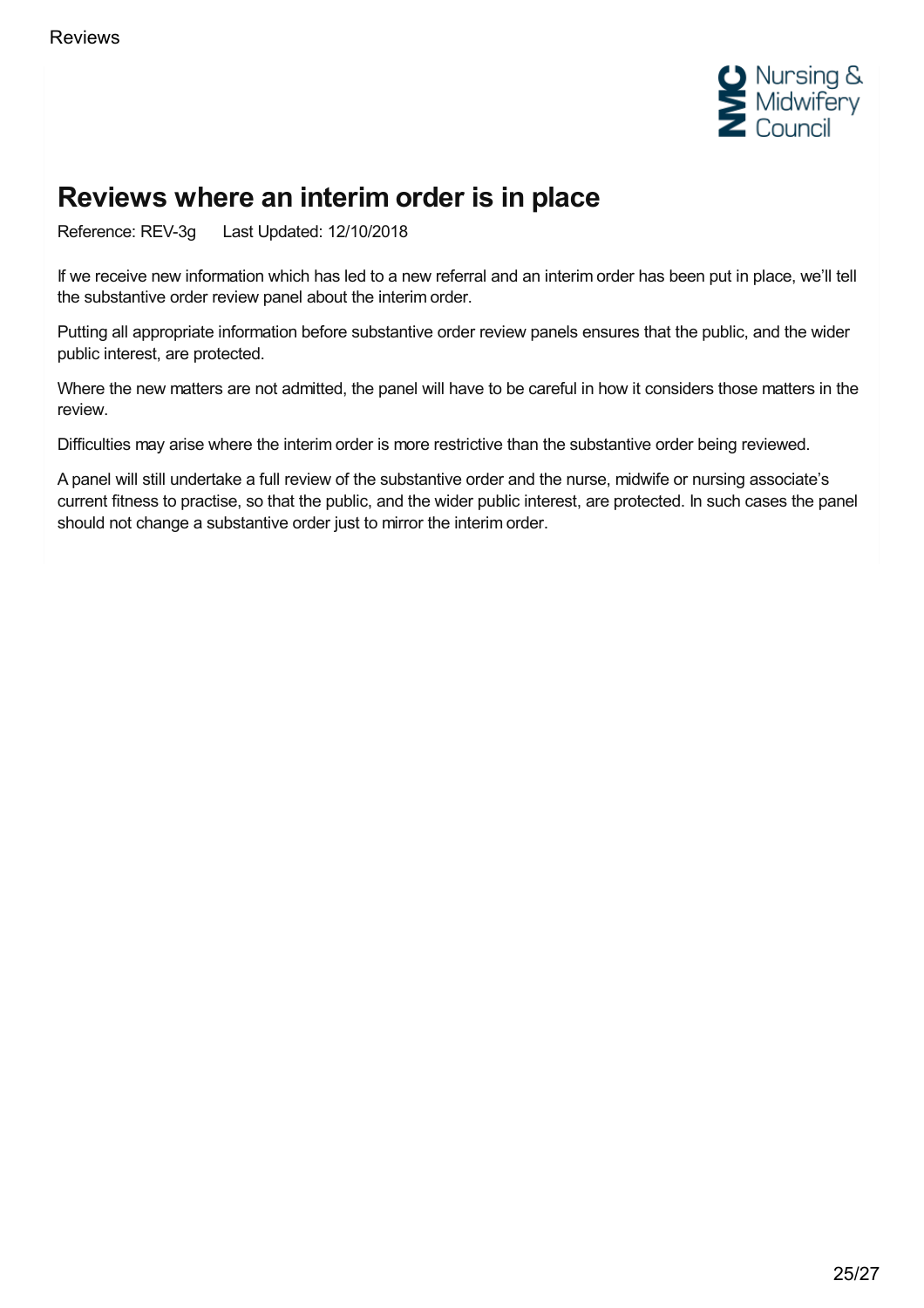# Reviews where an interim order is in place

Reference: REV-3g Last Updated: 12/10/2018

If we receive new information which has led to a new referral and an interim order has been put in place, we'll tell the substantive order review panel about the interim order.

Putting all appropriate information before substantive order review panels ensures that the public, and the wider public interest, are protected.

Where the new matters are not admitted, the panel will have to be careful in how it considers those matters in the review.

Difficulties may arise where the interim order is more restrictive than the substantive order being reviewed.

A panel will still undertake a full review of the substantive order and the nurse, midwife or nursing associate's current fitness to practise, so that the public, and the wider public interest, are protected. In such cases the panel should not change a substantive order just to mirror the interim order.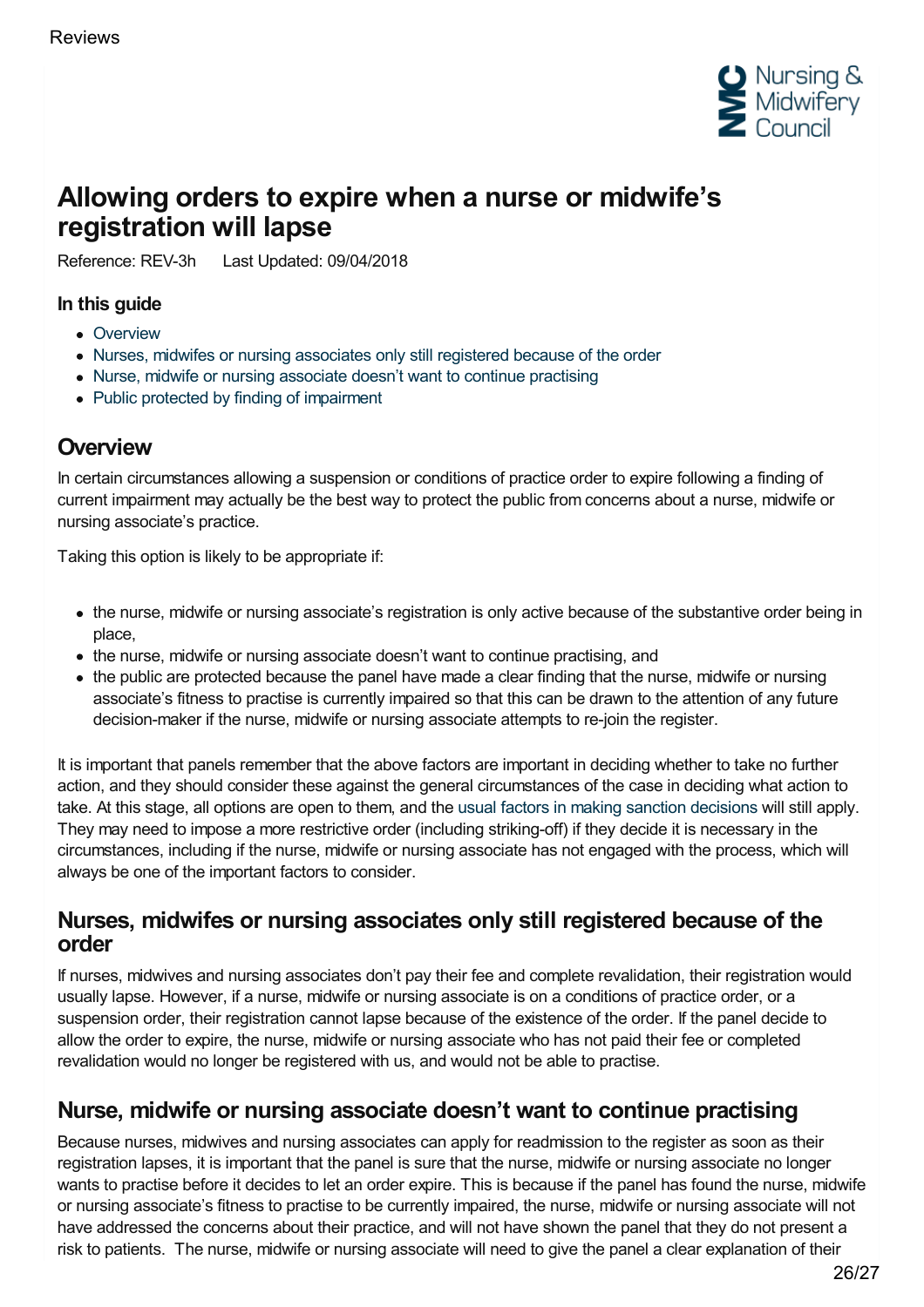# Allowing orders to expire when a nurse or midwife's registration will lapse

Reference: REV-3h Last Updated: 09/04/2018

### In this guide

- Overview
- Nurses, midwifes or nursing associates only still registered because of the order
- Nurse, midwife or nursing associate doesn't want to continue practising
- Public protected by finding of impairment

## Overview

In certain circumstances allowing a suspension or conditions of practice order to expire following a finding of current impairment may actually be the best way to protect the public from concerns about a nurse, midwife or nursing associate's practice.

Taking this option is likely to be appropriate if:

- the nurse, midwife or nursing associate's registration is only active because of the substantive order being in place,
- the nurse, midwife or nursing associate doesn't want to continue practising, and
- the public are protected because the panel have made a clear finding that the nurse, midwife or nursing associate's fitness to practise is currently impaired so that this can be drawn to the attention of any future decision-maker if the nurse, midwife or nursing associate attempts to re-join the register.

It is important that panels remember that the above factors are important in deciding whether to take no further action, and they should consider these against the general circumstances of the case in deciding what action to take. At this stage, all options are open to them, and the usual factors in making sanction decisions will still apply. They may need to impose a more restrictive order (including striking-off) if they decide it is necessary in the circumstances, including if the nurse, midwife or nursing associate has not engaged with the process, which will always be one of the important factors to consider.

## Nurses, midwifes or nursing associates only still registered because of the order

If nurses, midwives and nursing associates don't pay their fee and complete revalidation, their registration would usually lapse. However, if a nurse, midwife or nursing associate is on a conditions of practice order, or a suspension order, their registration cannot lapse because of the existence of the order. If the panel decide to allow the order to expire, the nurse, midwife or nursing associate who has not paid their fee or completed revalidation would no longer be registered with us, and would not be able to practise.

## Nurse, midwife or nursing associate doesn't want to continue practising

Because nurses, midwives and nursing associates can apply for readmission to the register as soon as their registration lapses, it is important that the panel is sure that the nurse, midwife or nursing associate no longer wants to practise before it decides to let an order expire. This is because if the panel has found the nurse, midwife or nursing associate's fitness to practise to be currently impaired, the nurse, midwife or nursing associate will not have addressed the concerns about their practice, and will not have shown the panel that they do not present a risk to patients. The nurse, midwife or nursing associate will need to give the panel a clear explanation of their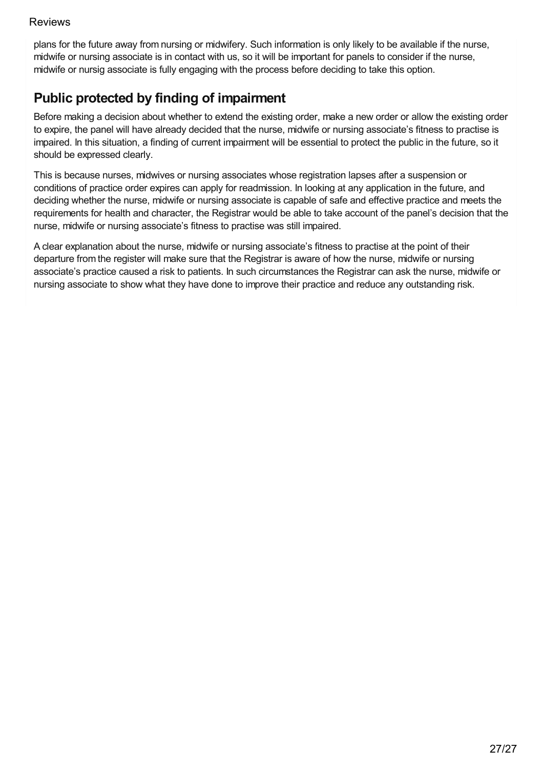plans for the future away from nursing or midwifery. Such information is only likely to be available if the nurse, midwife or nursing associate is in contact with us, so it will be important for panels to consider if the nurse, midwife or nursig associate is fully engaging with the process before deciding to take this option.

## Public protected by finding of impairment

Before making a decision about whether to extend the existing order, make a new order or allow the existing order to expire, the panel will have already decided that the nurse, midwife or nursing associate's fitness to practise is impaired. In this situation, a finding of current impairment will be essential to protect the public in the future, so it should be expressed clearly.

This is because nurses, midwives or nursing associates whose registration lapses after a suspension or conditions of practice order expires can apply for readmission. In looking at any application in the future, and deciding whether the nurse, midwife or nursing associate is capable of safe and effective practice and meets the requirements for health and character, the Registrar would be able to take account of the panel's decision that the nurse, midwife or nursing associate's fitness to practise was still impaired.

A clear explanation about the nurse, midwife or nursing associate's fitness to practise at the point of their departure from the register will make sure that the Registrar is aware of how the nurse, midwife or nursing associate's practice caused a risk to patients. In such circumstances the Registrar can ask the nurse, midwife or nursing associate to show what they have done to improve their practice and reduce any outstanding risk.